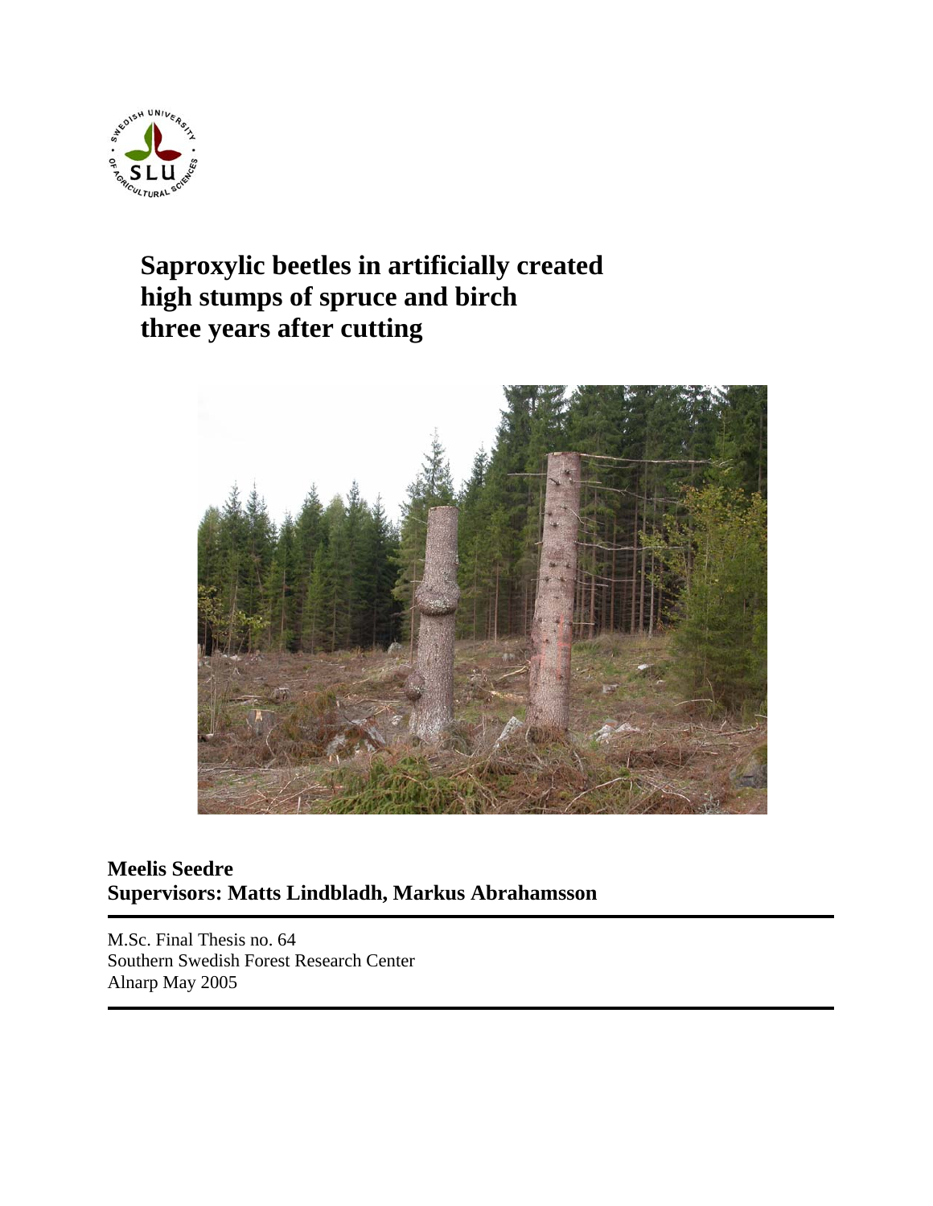# Saproxylic beetles in artificially created high stumps of spruce and birch three years after cutting

**Meelis Seedre**
**Supervisors: Matts Lindbladh, Markus Abrahamsson**

M.Sc. Final Thesis no. 64
Southern Swedish Forest Research Center
Alnarp May 2005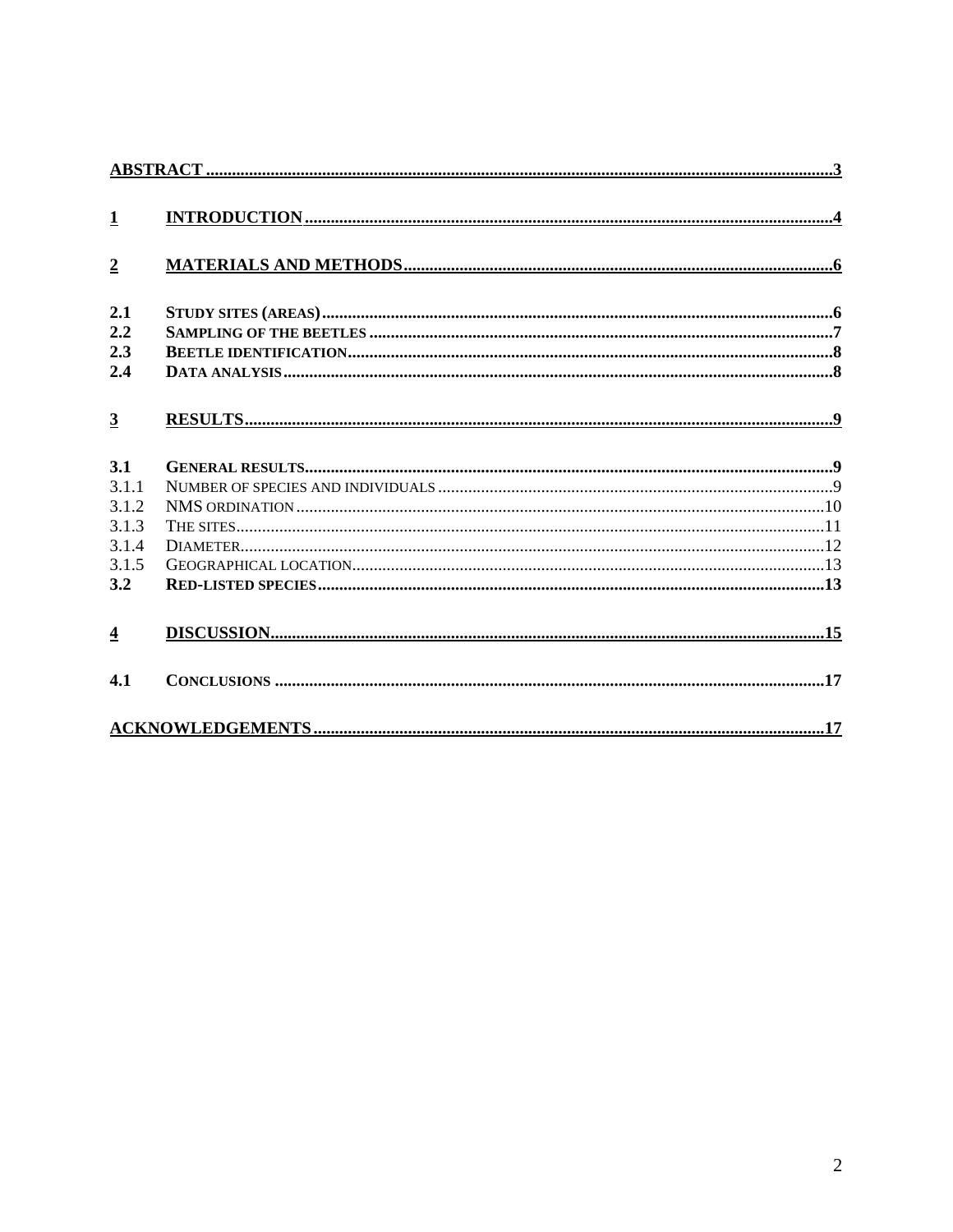ABSTRACT ........................................................................................................................................3

1 INTRODUCTION ..........................................................................................................................4

2 MATERIALS AND METHODS ...................................................................................................6

2.1 STUDY SITES (AREAS) ..................................................................................................................6
2.2 SAMPLING OF THE BEETLES ...........................................................................................................7
2.3 BEETLE IDENTIFICATION ................................................................................................................8
2.4 DATA ANALYSIS ...............................................................................................................................8

3 RESULTS ........................................................................................................................................9

3.1 GENERAL RESULTS ..........................................................................................................................9
3.1.1 NUMBER OF SPECIES AND INDIVIDUALS ...........................................................................................9
3.1.2 NMS ORDINATION ...........................................................................................................................10
3.1.3 THE SITES .........................................................................................................................................11
3.1.4 DIAMETER .........................................................................................................................................12
3.1.5 GEOGRAPHICAL LOCATION .............................................................................................................13
3.2 RED-LISTED SPECIES .....................................................................................................................13

4 DISCUSSION ................................................................................................................................15

4.1 CONCLUSIONS ...............................................................................................................................17

ACKNOWLEDGEMENTS ......................................................................................................................17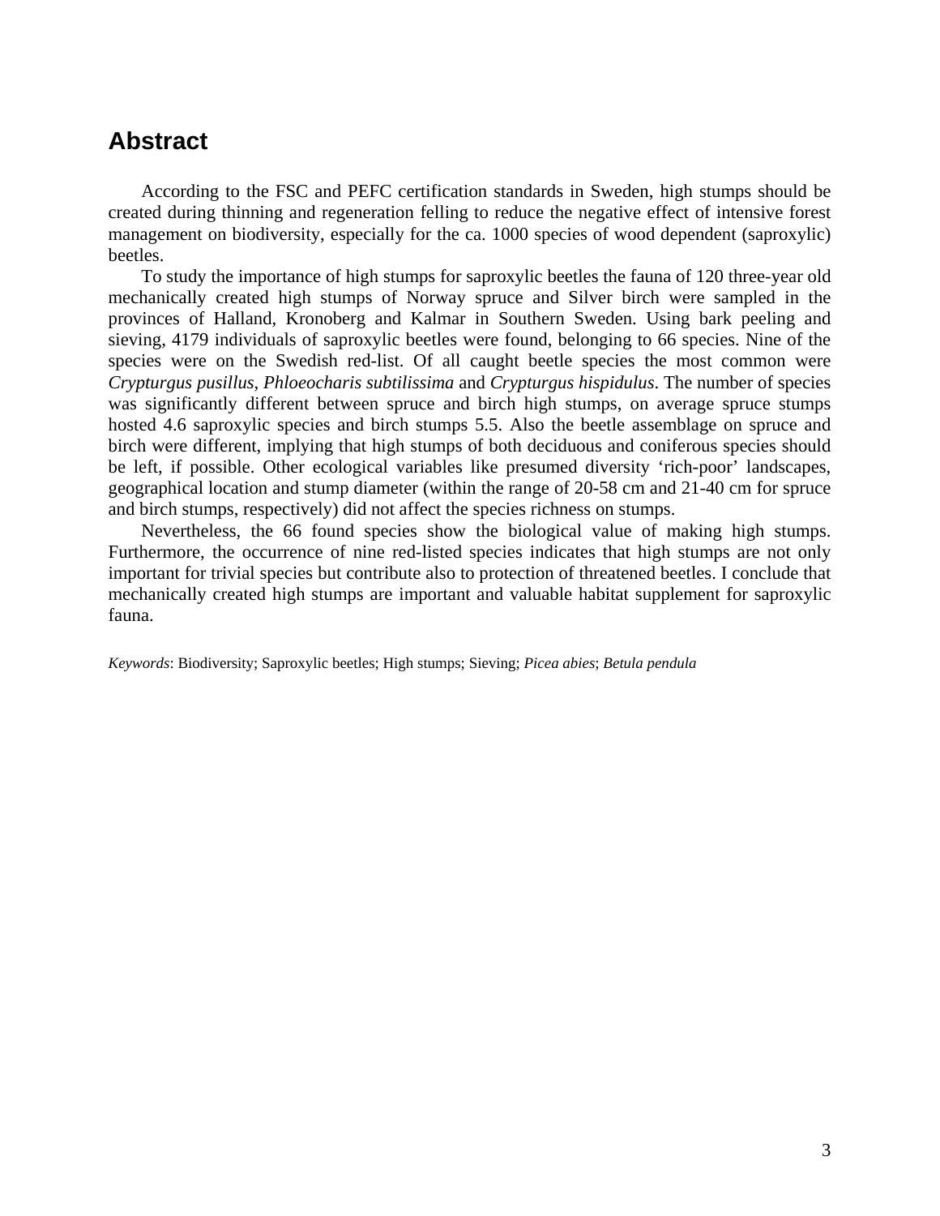## Abstract

According to the FSC and PEFC certification standards in Sweden, high stumps should be created during thinning and regeneration felling to reduce the negative effect of intensive forest management on biodiversity, especially for the ca. 1000 species of wood dependent (saproxylic) beetles.

To study the importance of high stumps for saproxylic beetles the fauna of 120 three-year old mechanically created high stumps of Norway spruce and Silver birch were sampled in the provinces of Halland, Kronoberg and Kalmar in Southern Sweden. Using bark peeling and sieving, 4179 individuals of saproxylic beetles were found, belonging to 66 species. Nine of the species were on the Swedish red-list. Of all caught beetle species the most common were *Crypturgus pusillus*, *Phloeocharis subtilissima* and *Crypturgus hispidulus*. The number of species was significantly different between spruce and birch high stumps, on average spruce stumps hosted 4.6 saproxylic species and birch stumps 5.5. Also the beetle assemblage on spruce and birch were different, implying that high stumps of both deciduous and coniferous species should be left, if possible. Other ecological variables like presumed diversity 'rich-poor' landscapes, geographical location and stump diameter (within the range of 20-58 cm and 21-40 cm for spruce and birch stumps, respectively) did not affect the species richness on stumps.

Nevertheless, the 66 found species show the biological value of making high stumps. Furthermore, the occurrence of nine red-listed species indicates that high stumps are not only important for trivial species but contribute also to protection of threatened beetles. I conclude that mechanically created high stumps are important and valuable habitat supplement for saproxylic fauna.

*Keywords*: Biodiversity; Saproxylic beetles; High stumps; Sieving; *Picea abies*; *Betula pendula*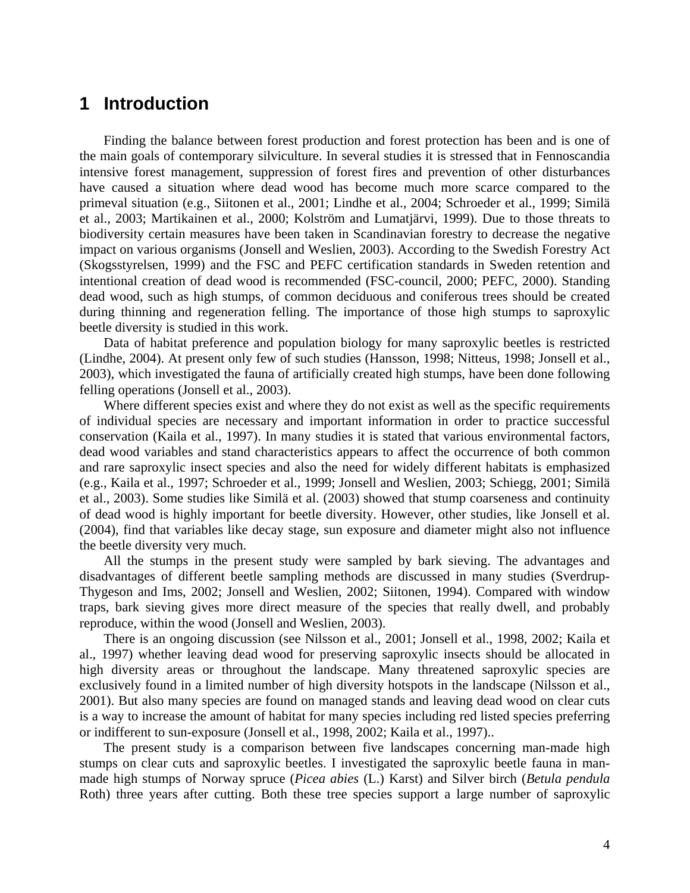# 1 Introduction

Finding the balance between forest production and forest protection has been and is one of the main goals of contemporary silviculture. In several studies it is stressed that in Fennoscandia intensive forest management, suppression of forest fires and prevention of other disturbances have caused a situation where dead wood has become much more scarce compared to the primeval situation (e.g., Siitonen et al., 2001; Lindhe et al., 2004; Schroeder et al., 1999; Similä et al., 2003; Martikainen et al., 2000; Kolström and Lumatjärvi, 1999). Due to those threats to biodiversity certain measures have been taken in Scandinavian forestry to decrease the negative impact on various organisms (Jonsell and Weslien, 2003). According to the Swedish Forestry Act (Skogsstyrelsen, 1999) and the FSC and PEFC certification standards in Sweden retention and intentional creation of dead wood is recommended (FSC-council, 2000; PEFC, 2000). Standing dead wood, such as high stumps, of common deciduous and coniferous trees should be created during thinning and regeneration felling. The importance of those high stumps to saproxylic beetle diversity is studied in this work.

Data of habitat preference and population biology for many saproxylic beetles is restricted (Lindhe, 2004). At present only few of such studies (Hansson, 1998; Nitteus, 1998; Jonsell et al., 2003), which investigated the fauna of artificially created high stumps, have been done following felling operations (Jonsell et al., 2003).

Where different species exist and where they do not exist as well as the specific requirements of individual species are necessary and important information in order to practice successful conservation (Kaila et al., 1997). In many studies it is stated that various environmental factors, dead wood variables and stand characteristics appears to affect the occurrence of both common and rare saproxylic insect species and also the need for widely different habitats is emphasized (e.g., Kaila et al., 1997; Schroeder et al., 1999; Jonsell and Weslien, 2003; Schiegg, 2001; Similä et al., 2003). Some studies like Similä et al. (2003) showed that stump coarseness and continuity of dead wood is highly important for beetle diversity. However, other studies, like Jonsell et al. (2004), find that variables like decay stage, sun exposure and diameter might also not influence the beetle diversity very much.

All the stumps in the present study were sampled by bark sieving. The advantages and disadvantages of different beetle sampling methods are discussed in many studies (Sverdrup-Thygeson and Ims, 2002; Jonsell and Weslien, 2002; Siitonen, 1994). Compared with window traps, bark sieving gives more direct measure of the species that really dwell, and probably reproduce, within the wood (Jonsell and Weslien, 2003).

There is an ongoing discussion (see Nilsson et al., 2001; Jonsell et al., 1998, 2002; Kaila et al., 1997) whether leaving dead wood for preserving saproxylic insects should be allocated in high diversity areas or throughout the landscape. Many threatened saproxylic species are exclusively found in a limited number of high diversity hotspots in the landscape (Nilsson et al., 2001). But also many species are found on managed stands and leaving dead wood on clear cuts is a way to increase the amount of habitat for many species including red listed species preferring or indifferent to sun-exposure (Jonsell et al., 1998, 2002; Kaila et al., 1997)..

The present study is a comparison between five landscapes concerning man-made high stumps on clear cuts and saproxylic beetles. I investigated the saproxylic beetle fauna in man-made high stumps of Norway spruce (*Picea abies* (L.) Karst) and Silver birch (*Betula pendula* Roth) three years after cutting. Both these tree species support a large number of saproxylic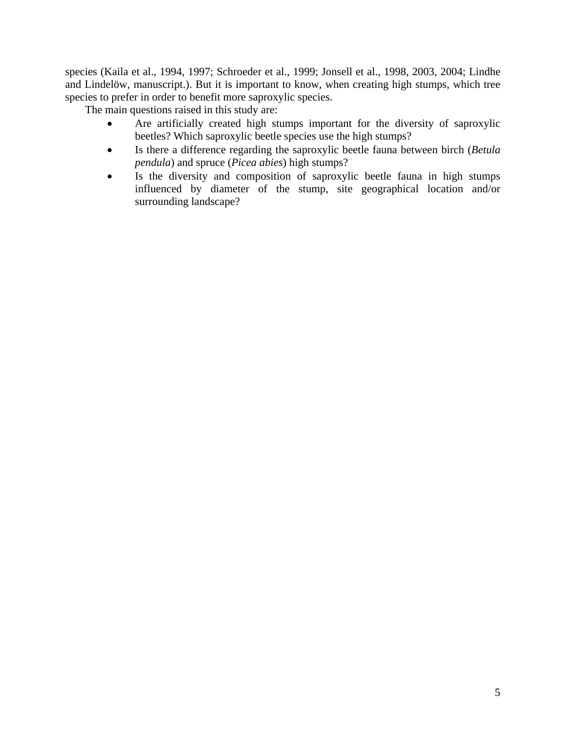species (Kaila et al., 1994, 1997; Schroeder et al., 1999; Jonsell et al., 1998, 2003, 2004; Lindhe and Lindelöw, manuscript.). But it is important to know, when creating high stumps, which tree species to prefer in order to benefit more saproxylic species.

The main questions raised in this study are:

- Are artificially created high stumps important for the diversity of saproxylic beetles? Which saproxylic beetle species use the high stumps?
- Is there a difference regarding the saproxylic beetle fauna between birch (*Betula pendula*) and spruce (*Picea abies*) high stumps?
- Is the diversity and composition of saproxylic beetle fauna in high stumps influenced by diameter of the stump, site geographical location and/or surrounding landscape?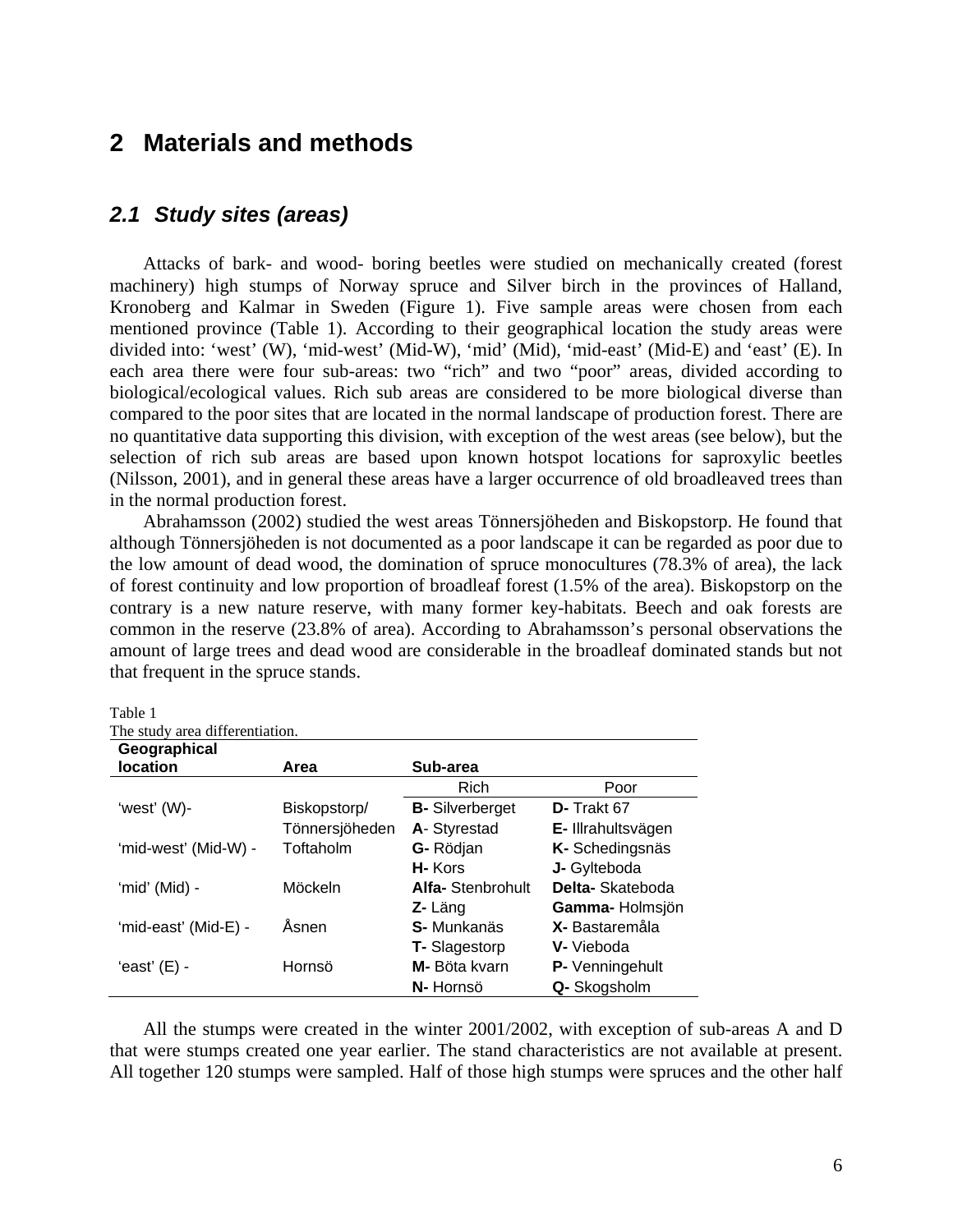# 2 Materials and methods

## 2.1 Study sites (areas)

Attacks of bark- and wood- boring beetles were studied on mechanically created (forest machinery) high stumps of Norway spruce and Silver birch in the provinces of Halland, Kronoberg and Kalmar in Sweden (Figure 1). Five sample areas were chosen from each mentioned province (Table 1). According to their geographical location the study areas were divided into: 'west' (W), 'mid-west' (Mid-W), 'mid' (Mid), 'mid-east' (Mid-E) and 'east' (E). In each area there were four sub-areas: two "rich" and two "poor" areas, divided according to biological/ecological values. Rich sub areas are considered to be more biological diverse than compared to the poor sites that are located in the normal landscape of production forest. There are no quantitative data supporting this division, with exception of the west areas (see below), but the selection of rich sub areas are based upon known hotspot locations for saproxylic beetles (Nilsson, 2001), and in general these areas have a larger occurrence of old broadleaved trees than in the normal production forest.

Abrahamsson (2002) studied the west areas Tönnersjöheden and Biskopstorp. He found that although Tönnersjöheden is not documented as a poor landscape it can be regarded as poor due to the low amount of dead wood, the domination of spruce monocultures (78.3% of area), the lack of forest continuity and low proportion of broadleaf forest (1.5% of the area). Biskopstorp on the contrary is a new nature reserve, with many former key-habitats. Beech and oak forests are common in the reserve (23.8% of area). According to Abrahamsson's personal observations the amount of large trees and dead wood are considerable in the broadleaf dominated stands but not that frequent in the spruce stands.

Table 1
The study area differentiation.

| Geographical location | Area | Sub-area | |
|---|---|---|---|
| | | Rich | Poor |
| 'west' (W)- | Biskopstorp/ | **B-** Silverberget | **D-** Trakt 67 |
| | Tönnersjöheden | **A**- Styrestad | **E-** Illrahultsvägen |
| 'mid-west' (Mid-W) - | Toftaholm | **G-** Rödjan | **K-** Schedingsnäs |
| | | **H-** Kors | **J-** Gylteboda |
| 'mid' (Mid) - | Möckeln | **Alfa-** Stenbrohult | **Delta-** Skateboda |
| | | **Z-** Läng | **Gamma-** Holmsjön |
| 'mid-east' (Mid-E) - | Åsnen | **S-** Munkanäs | **X-** Bastaremåla |
| | | **T-** Slagestorp | **V-** Vieboda |
| 'east' (E) - | Hornsö | **M-** Böta kvarn | **P-** Venningehult |
| | | **N-** Hornsö | **Q-** Skogsholm |

All the stumps were created in the winter 2001/2002, with exception of sub-areas A and D that were stumps created one year earlier. The stand characteristics are not available at present. All together 120 stumps were sampled. Half of those high stumps were spruces and the other half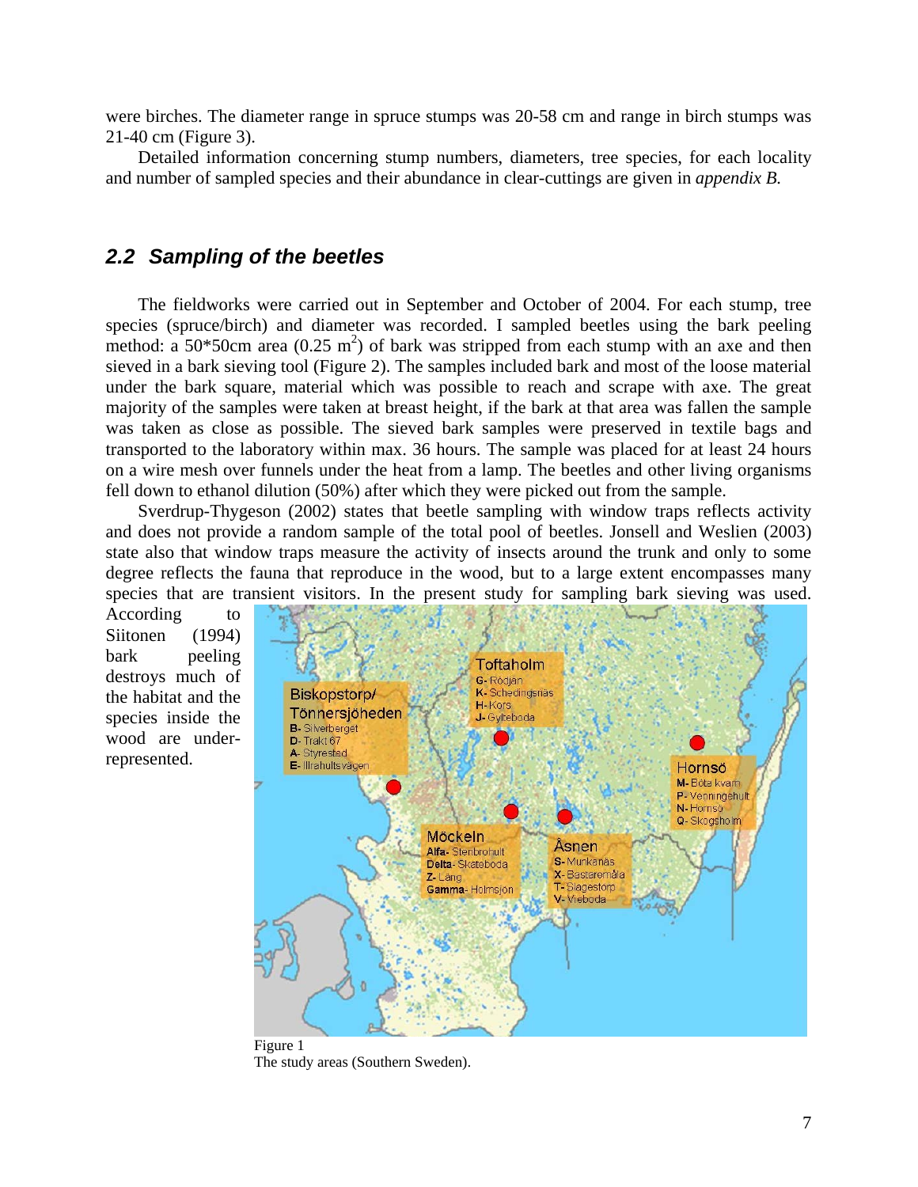were birches. The diameter range in spruce stumps was 20-58 cm and range in birch stumps was 21-40 cm (Figure 3).

Detailed information concerning stump numbers, diameters, tree species, for each locality and number of sampled species and their abundance in clear-cuttings are given in *appendix B.*

## 2.2 Sampling of the beetles

The fieldworks were carried out in September and October of 2004. For each stump, tree species (spruce/birch) and diameter was recorded. I sampled beetles using the bark peeling method: a 50*50cm area (0.25 $m^2$) of bark was stripped from each stump with an axe and then sieved in a bark sieving tool (Figure 2). The samples included bark and most of the loose material under the bark square, material which was possible to reach and scrape with axe. The great majority of the samples were taken at breast height, if the bark at that area was fallen the sample was taken as close as possible. The sieved bark samples were preserved in textile bags and transported to the laboratory within max. 36 hours. The sample was placed for at least 24 hours on a wire mesh over funnels under the heat from a lamp. The beetles and other living organisms fell down to ethanol dilution (50%) after which they were picked out from the sample.

Sverdrup-Thygeson (2002) states that beetle sampling with window traps reflects activity and does not provide a random sample of the total pool of beetles. Jonsell and Weslien (2003) state also that window traps measure the activity of insects around the trunk and only to some degree reflects the fauna that reproduce in the wood, but to a large extent encompasses many species that are transient visitors. In the present study for sampling bark sieving was used. According to Siitonen (1994) bark peeling destroys much of the habitat and the species inside the wood are under-represented.

Figure 1
The study areas (Southern Sweden).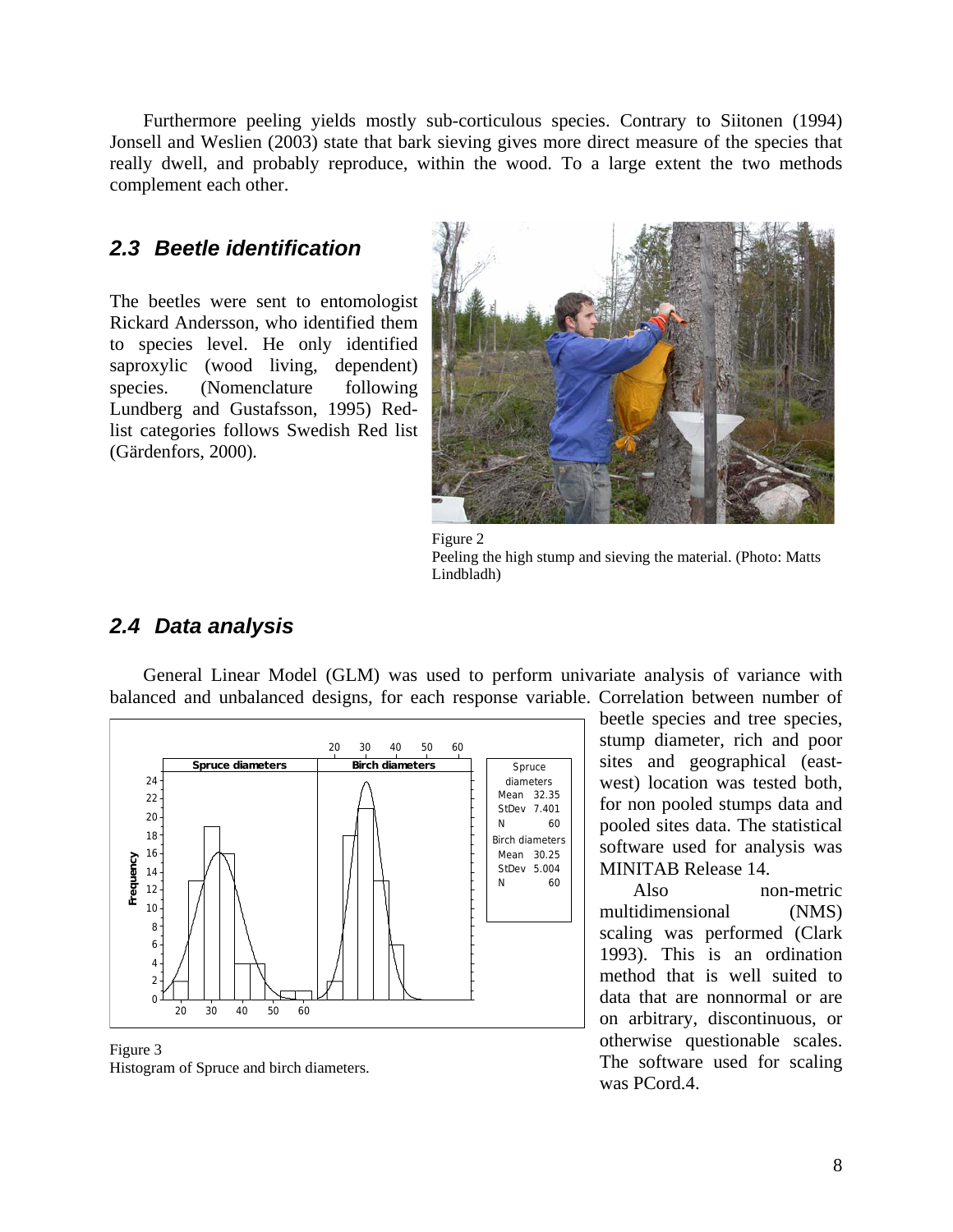Furthermore peeling yields mostly sub-corticulous species. Contrary to Siitonen (1994) Jonsell and Weslien (2003) state that bark sieving gives more direct measure of the species that really dwell, and probably reproduce, within the wood. To a large extent the two methods complement each other.

## 2.3 Beetle identification

The beetles were sent to entomologist Rickard Andersson, who identified them to species level. He only identified saproxylic (wood living, dependent) species. (Nomenclature following Lundberg and Gustafsson, 1995) Red-list categories follows Swedish Red list (Gärdenfors, 2000).

Figure 2
Peeling the high stump and sieving the material. (Photo: Matts Lindbladh)

## 2.4 Data analysis

General Linear Model (GLM) was used to perform univariate analysis of variance with balanced and unbalanced designs, for each response variable. Correlation between number of beetle species and tree species, stump diameter, rich and poor sites and geographical (east-west) location was tested both, for non pooled stumps data and pooled sites data. The statistical software used for analysis was MINITAB Release 14.

Also non-metric multidimensional (NMS) scaling was performed (Clark 1993). This is an ordination method that is well suited to data that are nonnormal or are on arbitrary, discontinuous, or otherwise questionable scales. The software used for scaling was PCord.4.

Figure 3
Histogram of Spruce and birch diameters.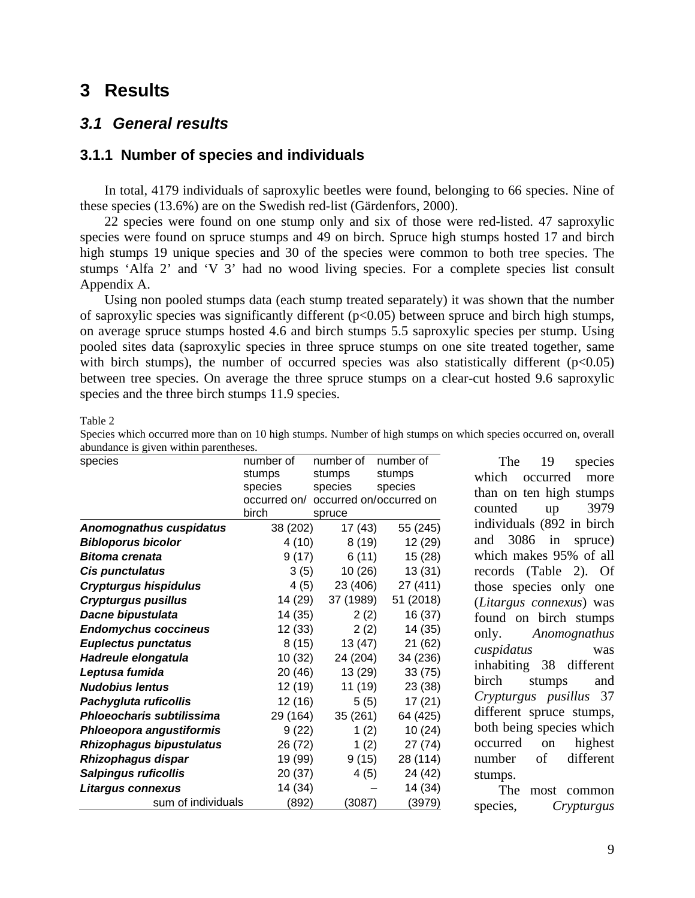# 3 Results

## 3.1 General results

### 3.1.1 Number of species and individuals

In total, 4179 individuals of saproxylic beetles were found, belonging to 66 species. Nine of these species (13.6%) are on the Swedish red-list (Gärdenfors, 2000).

22 species were found on one stump only and six of those were red-listed. 47 saproxylic species were found on spruce stumps and 49 on birch. Spruce high stumps hosted 17 and birch high stumps 19 unique species and 30 of the species were common to both tree species. The stumps 'Alfa 2' and 'V 3' had no wood living species. For a complete species list consult Appendix A.

Using non pooled stumps data (each stump treated separately) it was shown that the number of saproxylic species was significantly different ($p<0.05$) between spruce and birch high stumps, on average spruce stumps hosted 4.6 and birch stumps 5.5 saproxylic species per stump. Using pooled sites data (saproxylic species in three spruce stumps on one site treated together, same with birch stumps), the number of occurred species was also statistically different ($p<0.05$) between tree species. On average the three spruce stumps on a clear-cut hosted 9.6 saproxylic species and the three birch stumps 11.9 species.

Table 2

Species which occurred more than on 10 high stumps. Number of high stumps on which species occurred on, overall abundance is given within parentheses.

| species | number of stumps species occurred on/ birch | number of stumps species occurred on/ spruce | number of stumps species occurred on |
|---|---|---|---|
| ***Anomognathus cuspidatus*** | 38 (202) | 17 (43) | 55 (245) |
| ***Bibloporus bicolor*** | 4 (10) | 8 (19) | 12 (29) |
| ***Bitoma crenata*** | 9 (17) | 6 (11) | 15 (28) |
| ***Cis punctulatus*** | 3 (5) | 10 (26) | 13 (31) |
| ***Crypturgus hispidulus*** | 4 (5) | 23 (406) | 27 (411) |
| ***Crypturgus pusillus*** | 14 (29) | 37 (1989) | 51 (2018) |
| ***Dacne bipustulata*** | 14 (35) | 2 (2) | 16 (37) |
| ***Endomychus coccineus*** | 12 (33) | 2 (2) | 14 (35) |
| ***Euplectus punctatus*** | 8 (15) | 13 (47) | 21 (62) |
| ***Hadreule elongatula*** | 10 (32) | 24 (204) | 34 (236) |
| ***Leptusa fumida*** | 20 (46) | 13 (29) | 33 (75) |
| ***Nudobius lentus*** | 12 (19) | 11 (19) | 23 (38) |
| ***Pachygluta ruficollis*** | 12 (16) | 5 (5) | 17 (21) |
| ***Phloeocharis subtilissima*** | 29 (164) | 35 (261) | 64 (425) |
| ***Phloeopora angustiformis*** | 9 (22) | 1 (2) | 10 (24) |
| ***Rhizophagus bipustulatus*** | 26 (72) | 1 (2) | 27 (74) |
| ***Rhizophagus dispar*** | 19 (99) | 9 (15) | 28 (114) |
| ***Salpingus ruficollis*** | 20 (37) | 4 (5) | 24 (42) |
| ***Litargus connexus*** | 14 (34) | – | 14 (34) |
| sum of individuals | (892) | (3087) | (3979) |

The 19 species which occurred more than on ten high stumps counted up 3979 individuals (892 in birch and 3086 in spruce) which makes 95% of all records (Table 2). Of those species only one (*Litargus connexus*) was found on birch stumps only. *Anomognathus cuspidatus* was inhabiting 38 different birch stumps and *Crypturgus pusillus* 37 different spruce stumps, both being species which occurred on highest number of different stumps.

The most common species, *Crypturgus*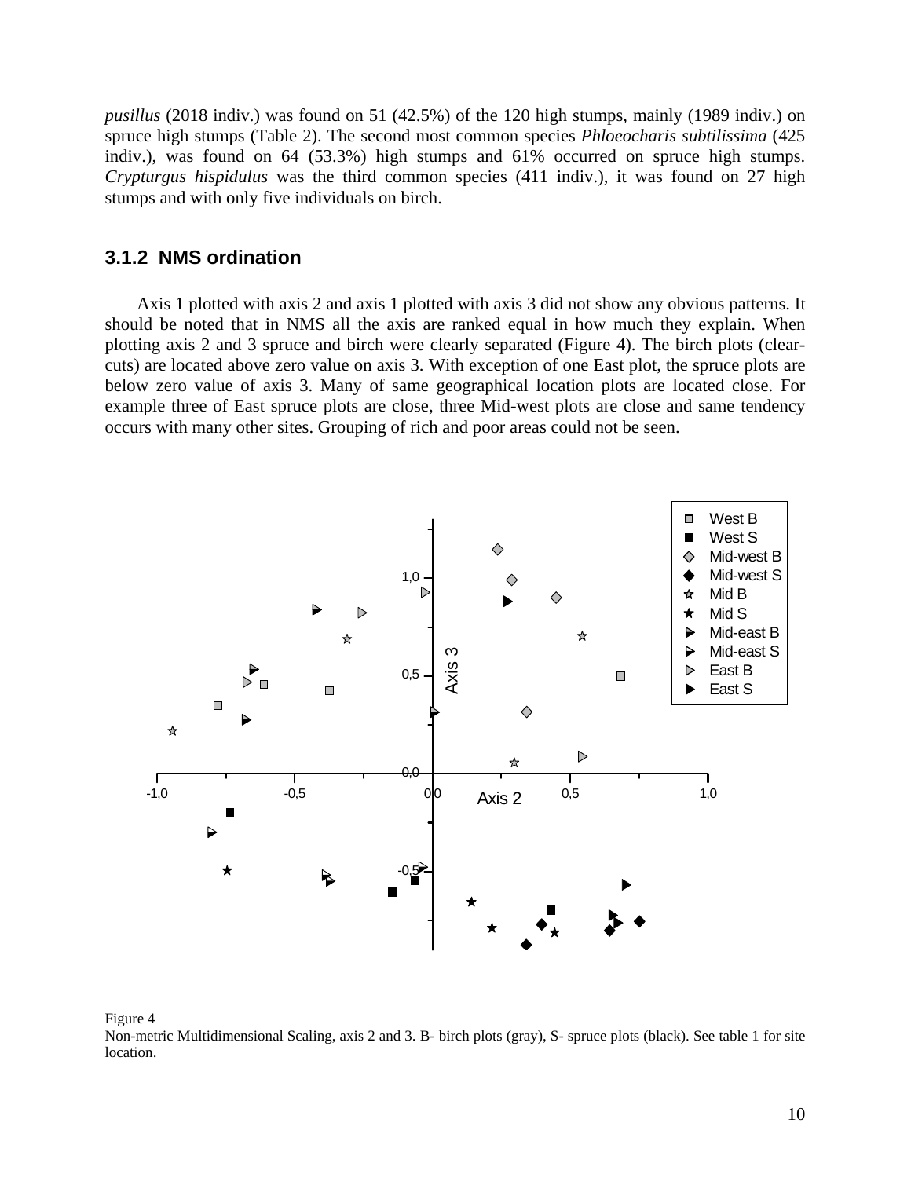*pusillus* (2018 indiv.) was found on 51 (42.5%) of the 120 high stumps, mainly (1989 indiv.) on spruce high stumps (Table 2). The second most common species *Phloeocharis subtilissima* (425 indiv.), was found on 64 (53.3%) high stumps and 61% occurred on spruce high stumps. *Crypturgus hispidulus* was the third common species (411 indiv.), it was found on 27 high stumps and with only five individuals on birch.

### 3.1.2 NMS ordination

Axis 1 plotted with axis 2 and axis 1 plotted with axis 3 did not show any obvious patterns. It should be noted that in NMS all the axis are ranked equal in how much they explain. When plotting axis 2 and 3 spruce and birch were clearly separated (Figure 4). The birch plots (clear-cuts) are located above zero value on axis 3. With exception of one East plot, the spruce plots are below zero value of axis 3. Many of same geographical location plots are located close. For example three of East spruce plots are close, three Mid-west plots are close and same tendency occurs with many other sites. Grouping of rich and poor areas could not be seen.

Figure 4
Non-metric Multidimensional Scaling, axis 2 and 3. B- birch plots (gray), S- spruce plots (black). See table 1 for site location.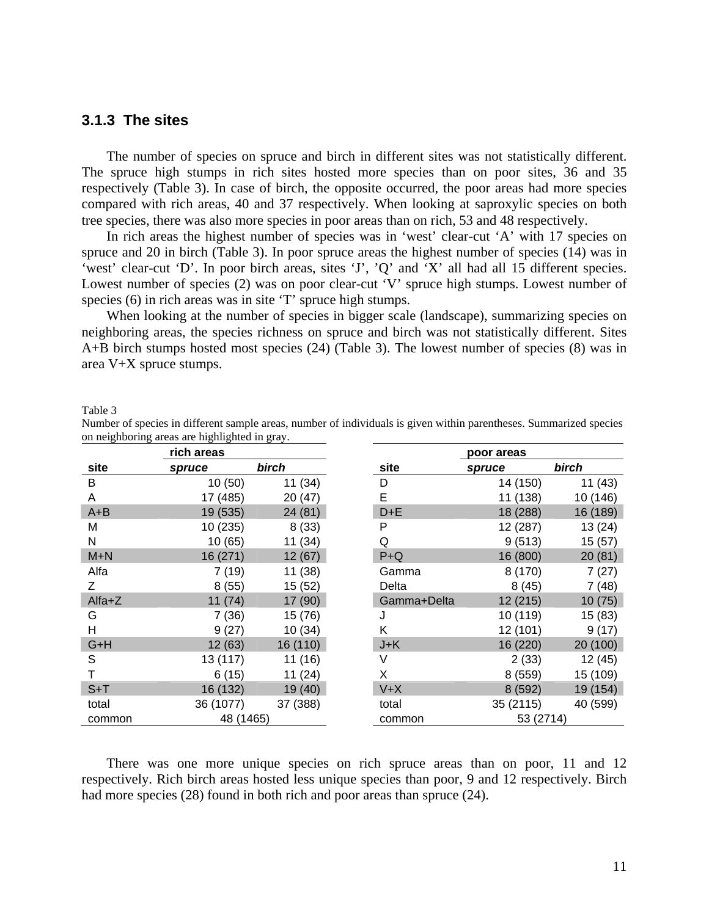### 3.1.3 The sites

The number of species on spruce and birch in different sites was not statistically different. The spruce high stumps in rich sites hosted more species than on poor sites, 36 and 35 respectively (Table 3). In case of birch, the opposite occurred, the poor areas had more species compared with rich areas, 40 and 37 respectively. When looking at saproxylic species on both tree species, there was also more species in poor areas than on rich, 53 and 48 respectively.

In rich areas the highest number of species was in 'west' clear-cut 'A' with 17 species on spruce and 20 in birch (Table 3). In poor spruce areas the highest number of species (14) was in 'west' clear-cut 'D'. In poor birch areas, sites 'J', 'Q' and 'X' all had all 15 different species. Lowest number of species (2) was on poor clear-cut 'V' spruce high stumps. Lowest number of species (6) in rich areas was in site 'T' spruce high stumps.

When looking at the number of species in bigger scale (landscape), summarizing species on neighboring areas, the species richness on spruce and birch was not statistically different. Sites A+B birch stumps hosted most species (24) (Table 3). The lowest number of species (8) was in area V+X spruce stumps.

Table 3
Number of species in different sample areas, number of individuals is given within parentheses. Summarized species on neighboring areas are highlighted in gray.

| | **rich areas** | | | | **poor areas** | |
|---|---|---|---|---|---|---|
| **site** | ***spruce*** | ***birch*** | | **site** | ***spruce*** | ***birch*** |
| B | 10 (50) | 11 (34) | | D | 14 (150) | 11 (43) |
| A | 17 (485) | 20 (47) | | E | 11 (138) | 10 (146) |
| A+B | 19 (535) | 24 (81) | | D+E | 18 (288) | 16 (189) |
| M | 10 (235) | 8 (33) | | P | 12 (287) | 13 (24) |
| N | 10 (65) | 11 (34) | | Q | 9 (513) | 15 (57) |
| M+N | 16 (271) | 12 (67) | | P+Q | 16 (800) | 20 (81) |
| Alfa | 7 (19) | 11 (38) | | Gamma | 8 (170) | 7 (27) |
| Z | 8 (55) | 15 (52) | | Delta | 8 (45) | 7 (48) |
| Alfa+Z | 11 (74) | 17 (90) | | Gamma+Delta | 12 (215) | 10 (75) |
| G | 7 (36) | 15 (76) | | J | 10 (119) | 15 (83) |
| H | 9 (27) | 10 (34) | | K | 12 (101) | 9 (17) |
| G+H | 12 (63) | 16 (110) | | J+K | 16 (220) | 20 (100) |
| S | 13 (117) | 11 (16) | | V | 2 (33) | 12 (45) |
| T | 6 (15) | 11 (24) | | X | 8 (559) | 15 (109) |
| S+T | 16 (132) | 19 (40) | | V+X | 8 (592) | 19 (154) |
| total | 36 (1077) | 37 (388) | | total | 35 (2115) | 40 (599) |
| common | 48 (1465) | | | common | 53 (2714) | |

There was one more unique species on rich spruce areas than on poor, 11 and 12 respectively. Rich birch areas hosted less unique species than poor, 9 and 12 respectively. Birch had more species (28) found in both rich and poor areas than spruce (24).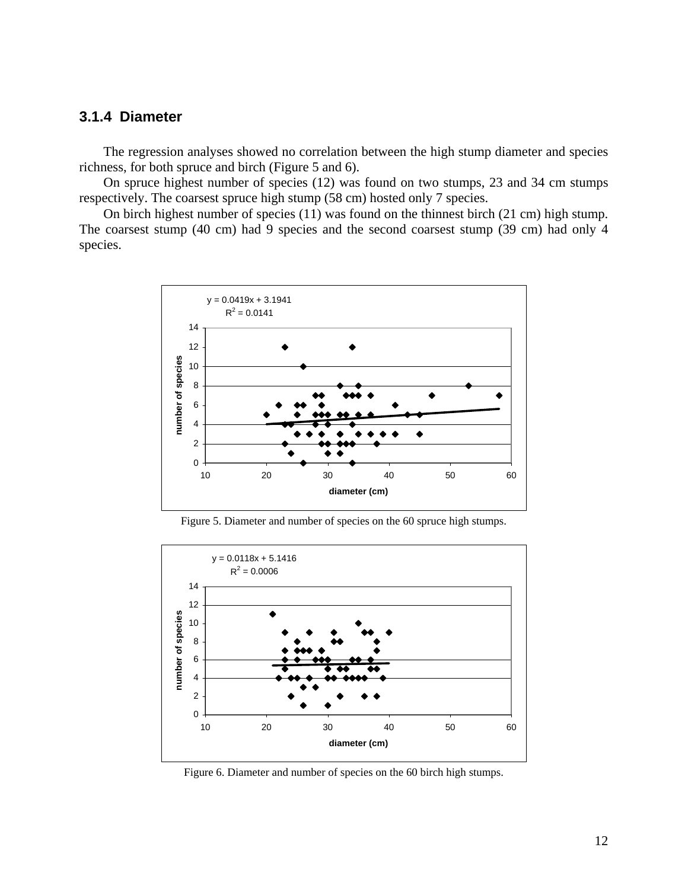### 3.1.4 Diameter

The regression analyses showed no correlation between the high stump diameter and species richness, for both spruce and birch (Figure 5 and 6).

On spruce highest number of species (12) was found on two stumps, 23 and 34 cm stumps respectively. The coarsest spruce high stump (58 cm) hosted only 7 species.

On birch highest number of species (11) was found on the thinnest birch (21 cm) high stump. The coarsest stump (40 cm) had 9 species and the second coarsest stump (39 cm) had only 4 species.

$y = 0.0419x + 3.1941$
$R^2 = 0.0141$

Figure 5. Diameter and number of species on the 60 spruce high stumps.

$y = 0.0118x + 5.1416$
$R^2 = 0.0006$

Figure 6. Diameter and number of species on the 60 birch high stumps.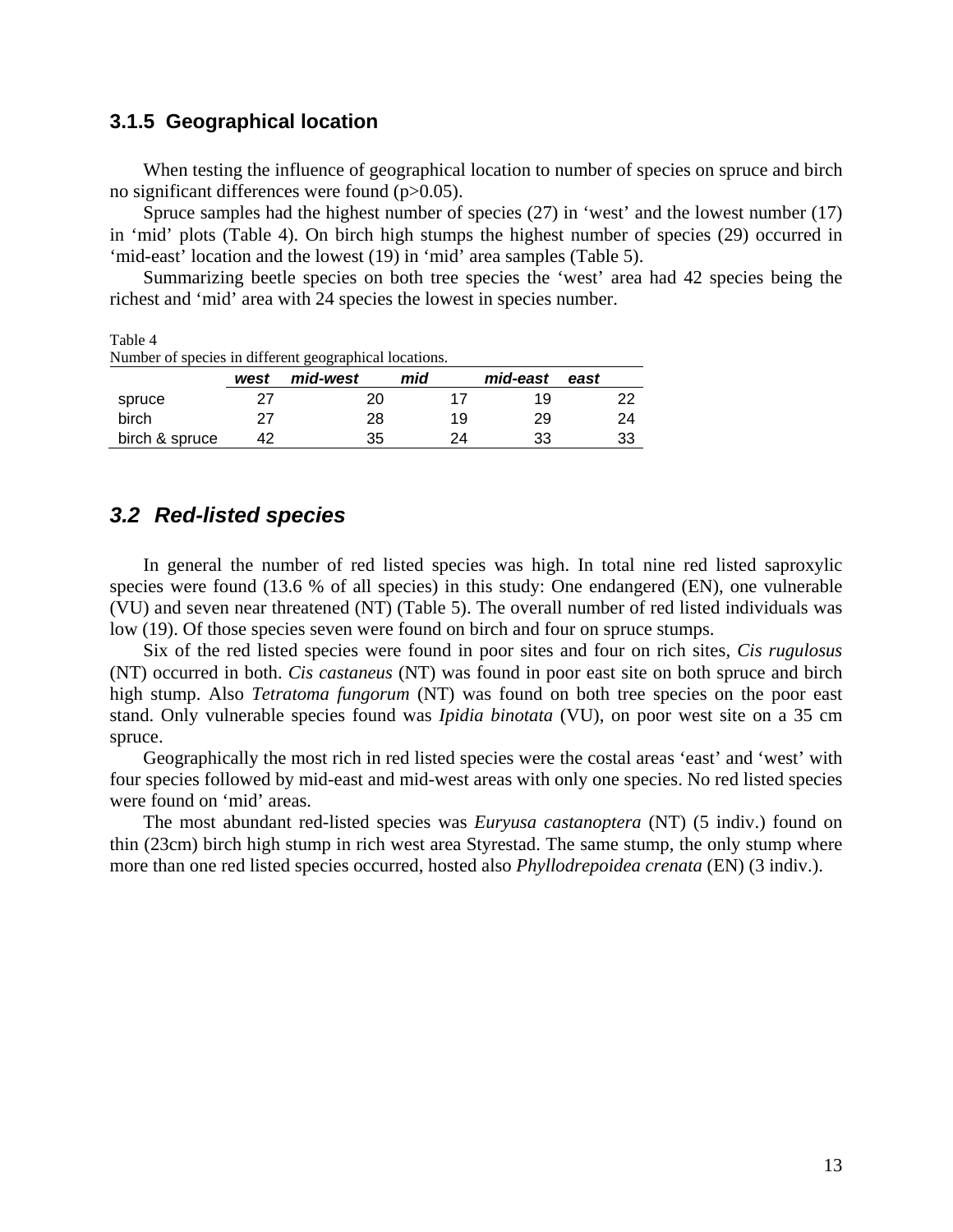### 3.1.5 Geographical location

When testing the influence of geographical location to number of species on spruce and birch no significant differences were found ($p>0.05$).

Spruce samples had the highest number of species (27) in 'west' and the lowest number (17) in 'mid' plots (Table 4). On birch high stumps the highest number of species (29) occurred in 'mid-east' location and the lowest (19) in 'mid' area samples (Table 5).

Summarizing beetle species on both tree species the 'west' area had 42 species being the richest and 'mid' area with 24 species the lowest in species number.

Table 4
Number of species in different geographical locations.

| | *west* | *mid-west* | *mid* | *mid-east* | *east* |
|---|---|---|---|---|---|
| spruce | 27 | 20 | 17 | 19 | 22 |
| birch | 27 | 28 | 19 | 29 | 24 |
| birch & spruce | 42 | 35 | 24 | 33 | 33 |

## *3.2 Red-listed species*

In general the number of red listed species was high. In total nine red listed saproxylic species were found (13.6 % of all species) in this study: One endangered (EN), one vulnerable (VU) and seven near threatened (NT) (Table 5). The overall number of red listed individuals was low (19). Of those species seven were found on birch and four on spruce stumps.

Six of the red listed species were found in poor sites and four on rich sites, *Cis rugulosus* (NT) occurred in both. *Cis castaneus* (NT) was found in poor east site on both spruce and birch high stump. Also *Tetratoma fungorum* (NT) was found on both tree species on the poor east stand. Only vulnerable species found was *Ipidia binotata* (VU), on poor west site on a 35 cm spruce.

Geographically the most rich in red listed species were the costal areas 'east' and 'west' with four species followed by mid-east and mid-west areas with only one species. No red listed species were found on 'mid' areas.

The most abundant red-listed species was *Euryusa castanoptera* (NT) (5 indiv.) found on thin (23cm) birch high stump in rich west area Styrestad. The same stump, the only stump where more than one red listed species occurred, hosted also *Phyllodrepoidea crenata* (EN) (3 indiv.).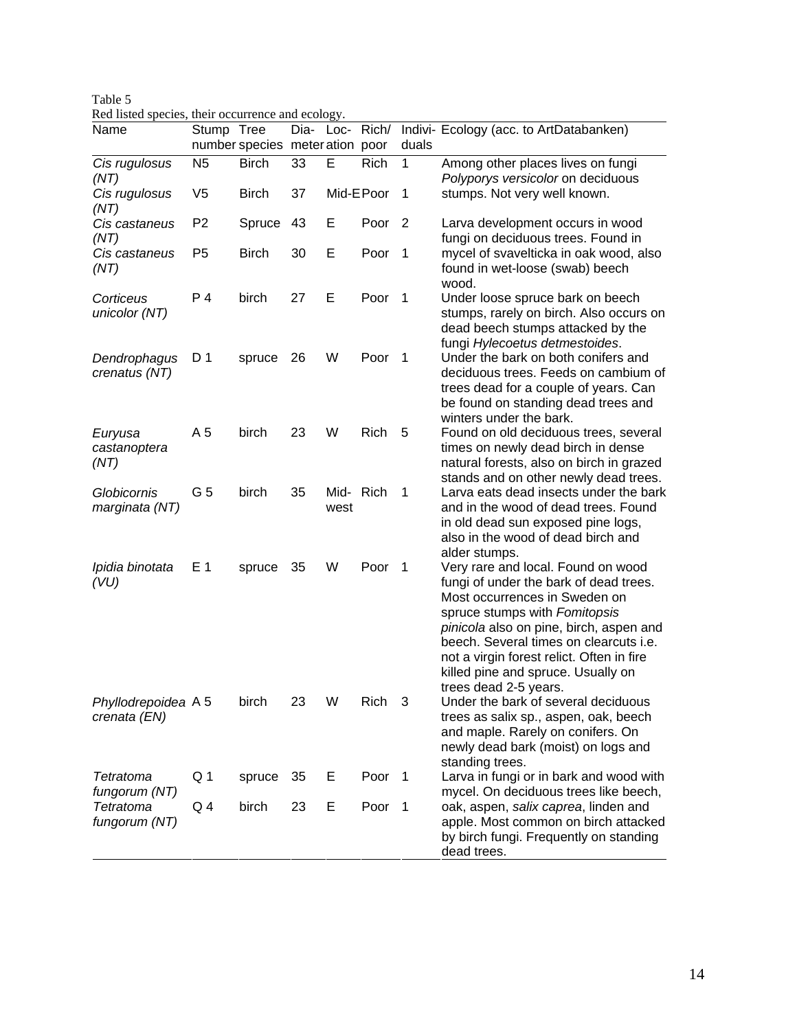Table 5
Red listed species, their occurrence and ecology.

| Name | Stump number | Tree species | Dia-meter | Loc-ation | Rich/ poor | Indivi-duals | Ecology (acc. to ArtDatabanken) |
|---|---|---|---|---|---|---|---|
| *Cis rugulosus (NT)* | N5 | Birch | 33 | E | Rich | 1 | Among other places lives on fungi *Polyporys versicolor* on deciduous stumps. Not very well known. |
| *Cis rugulosus (NT)* | V5 | Birch | 37 | Mid-E | Poor | 1 | |
| *Cis castaneus (NT)* | P2 | Spruce | 43 | E | Poor | 2 | Larva development occurs in wood fungi on deciduous trees. Found in mycel of svavelticka in oak wood, also found in wet-loose (swab) beech wood. |
| *Cis castaneus (NT)* | P5 | Birch | 30 | E | Poor | 1 | |
| *Corticeus unicolor (NT)* | P 4 | birch | 27 | E | Poor | 1 | Under loose spruce bark on beech stumps, rarely on birch. Also occurs on dead beech stumps attacked by the fungi *Hylecoetus detmestoides*. |
| *Dendrophagus crenatus (NT)* | D 1 | spruce | 26 | W | Poor | 1 | Under the bark on both conifers and deciduous trees. Feeds on cambium of trees dead for a couple of years. Can be found on standing dead trees and winters under the bark. |
| *Euryusa castanoptera (NT)* | A 5 | birch | 23 | W | Rich | 5 | Found on old deciduous trees, several times on newly dead birch in dense natural forests, also on birch in grazed stands and on other newly dead trees. |
| *Globicornis marginata (NT)* | G 5 | birch | 35 | Mid-west | Rich | 1 | Larva eats dead insects under the bark and in the wood of dead trees. Found in old dead sun exposed pine logs, also in the wood of dead birch and alder stumps. |
| *Ipidia binotata (VU)* | E 1 | spruce | 35 | W | Poor | 1 | Very rare and local. Found on wood fungi of under the bark of dead trees. Most occurrences in Sweden on spruce stumps with *Fomitopsis pinicola* also on pine, birch, aspen and beech. Several times on clearcuts i.e. not a virgin forest relict. Often in fire killed pine and spruce. Usually on trees dead 2-5 years. |
| *Phyllodrepoidea crenata (EN)* | A 5 | birch | 23 | W | Rich | 3 | Under the bark of several deciduous trees as salix sp., aspen, oak, beech and maple. Rarely on conifers. On newly dead bark (moist) on logs and standing trees. |
| *Tetratoma fungorum (NT)* | Q 1 | spruce | 35 | E | Poor | 1 | Larva in fungi or in bark and wood with mycel. On deciduous trees like beech, oak, aspen, *salix caprea*, linden and apple. Most common on birch attacked by birch fungi. Frequently on standing dead trees. |
| *Tetratoma fungorum (NT)* | Q 4 | birch | 23 | E | Poor | 1 | |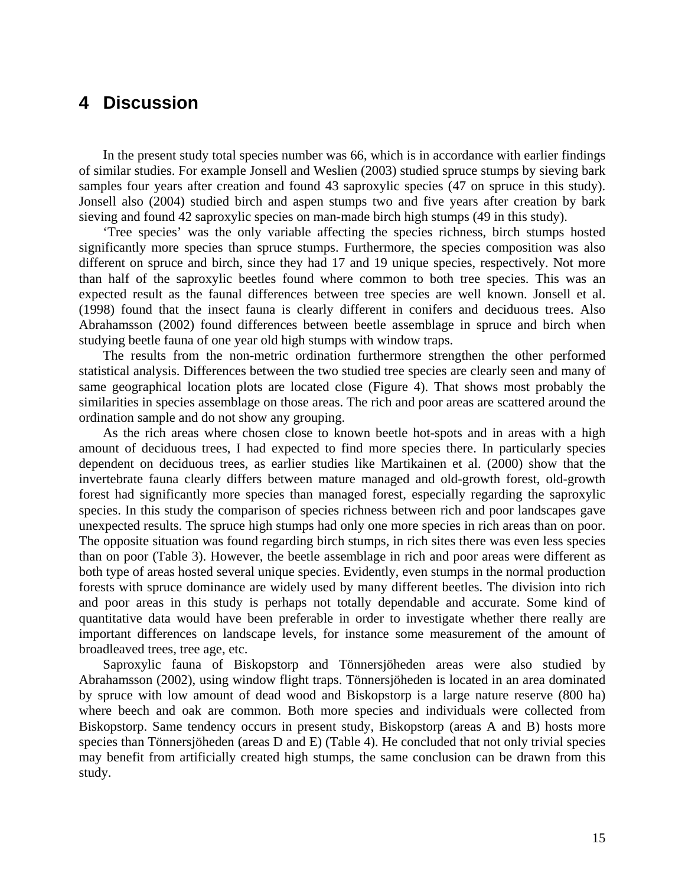# 4 Discussion

In the present study total species number was 66, which is in accordance with earlier findings of similar studies. For example Jonsell and Weslien (2003) studied spruce stumps by sieving bark samples four years after creation and found 43 saproxylic species (47 on spruce in this study). Jonsell also (2004) studied birch and aspen stumps two and five years after creation by bark sieving and found 42 saproxylic species on man-made birch high stumps (49 in this study).

'Tree species' was the only variable affecting the species richness, birch stumps hosted significantly more species than spruce stumps. Furthermore, the species composition was also different on spruce and birch, since they had 17 and 19 unique species, respectively. Not more than half of the saproxylic beetles found where common to both tree species. This was an expected result as the faunal differences between tree species are well known. Jonsell et al. (1998) found that the insect fauna is clearly different in conifers and deciduous trees. Also Abrahamsson (2002) found differences between beetle assemblage in spruce and birch when studying beetle fauna of one year old high stumps with window traps.

The results from the non-metric ordination furthermore strengthen the other performed statistical analysis. Differences between the two studied tree species are clearly seen and many of same geographical location plots are located close (Figure 4). That shows most probably the similarities in species assemblage on those areas. The rich and poor areas are scattered around the ordination sample and do not show any grouping.

As the rich areas where chosen close to known beetle hot-spots and in areas with a high amount of deciduous trees, I had expected to find more species there. In particularly species dependent on deciduous trees, as earlier studies like Martikainen et al. (2000) show that the invertebrate fauna clearly differs between mature managed and old-growth forest, old-growth forest had significantly more species than managed forest, especially regarding the saproxylic species. In this study the comparison of species richness between rich and poor landscapes gave unexpected results. The spruce high stumps had only one more species in rich areas than on poor. The opposite situation was found regarding birch stumps, in rich sites there was even less species than on poor (Table 3). However, the beetle assemblage in rich and poor areas were different as both type of areas hosted several unique species. Evidently, even stumps in the normal production forests with spruce dominance are widely used by many different beetles. The division into rich and poor areas in this study is perhaps not totally dependable and accurate. Some kind of quantitative data would have been preferable in order to investigate whether there really are important differences on landscape levels, for instance some measurement of the amount of broadleaved trees, tree age, etc.

Saproxylic fauna of Biskopstorp and Tönnersjöheden areas were also studied by Abrahamsson (2002), using window flight traps. Tönnersjöheden is located in an area dominated by spruce with low amount of dead wood and Biskopstorp is a large nature reserve (800 ha) where beech and oak are common. Both more species and individuals were collected from Biskopstorp. Same tendency occurs in present study, Biskopstorp (areas A and B) hosts more species than Tönnersjöheden (areas D and E) (Table 4). He concluded that not only trivial species may benefit from artificially created high stumps, the same conclusion can be drawn from this study.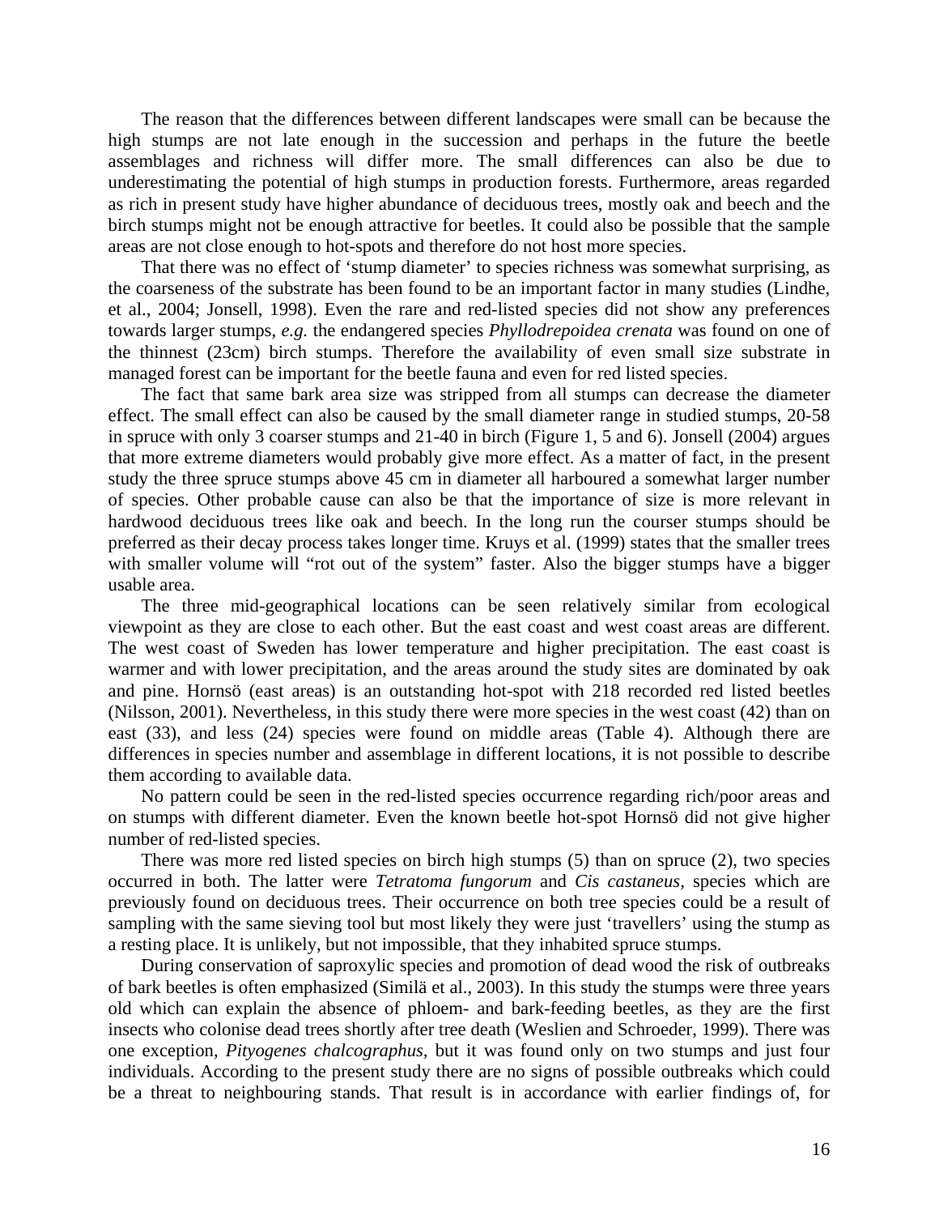The reason that the differences between different landscapes were small can be because the high stumps are not late enough in the succession and perhaps in the future the beetle assemblages and richness will differ more. The small differences can also be due to underestimating the potential of high stumps in production forests. Furthermore, areas regarded as rich in present study have higher abundance of deciduous trees, mostly oak and beech and the birch stumps might not be enough attractive for beetles. It could also be possible that the sample areas are not close enough to hot-spots and therefore do not host more species.

That there was no effect of 'stump diameter' to species richness was somewhat surprising, as the coarseness of the substrate has been found to be an important factor in many studies (Lindhe, et al., 2004; Jonsell, 1998). Even the rare and red-listed species did not show any preferences towards larger stumps, *e.g.* the endangered species *Phyllodrepoidea crenata* was found on one of the thinnest (23cm) birch stumps. Therefore the availability of even small size substrate in managed forest can be important for the beetle fauna and even for red listed species.

The fact that same bark area size was stripped from all stumps can decrease the diameter effect. The small effect can also be caused by the small diameter range in studied stumps, 20-58 in spruce with only 3 coarser stumps and 21-40 in birch (Figure 1, 5 and 6). Jonsell (2004) argues that more extreme diameters would probably give more effect. As a matter of fact, in the present study the three spruce stumps above 45 cm in diameter all harboured a somewhat larger number of species. Other probable cause can also be that the importance of size is more relevant in hardwood deciduous trees like oak and beech. In the long run the courser stumps should be preferred as their decay process takes longer time. Kruys et al. (1999) states that the smaller trees with smaller volume will "rot out of the system" faster. Also the bigger stumps have a bigger usable area.

The three mid-geographical locations can be seen relatively similar from ecological viewpoint as they are close to each other. But the east coast and west coast areas are different. The west coast of Sweden has lower temperature and higher precipitation. The east coast is warmer and with lower precipitation, and the areas around the study sites are dominated by oak and pine. Hornsö (east areas) is an outstanding hot-spot with 218 recorded red listed beetles (Nilsson, 2001). Nevertheless, in this study there were more species in the west coast (42) than on east (33), and less (24) species were found on middle areas (Table 4). Although there are differences in species number and assemblage in different locations, it is not possible to describe them according to available data.

No pattern could be seen in the red-listed species occurrence regarding rich/poor areas and on stumps with different diameter. Even the known beetle hot-spot Hornsö did not give higher number of red-listed species.

There was more red listed species on birch high stumps (5) than on spruce (2), two species occurred in both. The latter were *Tetratoma fungorum* and *Cis castaneus,* species which are previously found on deciduous trees. Their occurrence on both tree species could be a result of sampling with the same sieving tool but most likely they were just 'travellers' using the stump as a resting place. It is unlikely, but not impossible, that they inhabited spruce stumps.

During conservation of saproxylic species and promotion of dead wood the risk of outbreaks of bark beetles is often emphasized (Similä et al., 2003). In this study the stumps were three years old which can explain the absence of phloem- and bark-feeding beetles, as they are the first insects who colonise dead trees shortly after tree death (Weslien and Schroeder, 1999). There was one exception, *Pityogenes chalcographus,* but it was found only on two stumps and just four individuals. According to the present study there are no signs of possible outbreaks which could be a threat to neighbouring stands. That result is in accordance with earlier findings of, for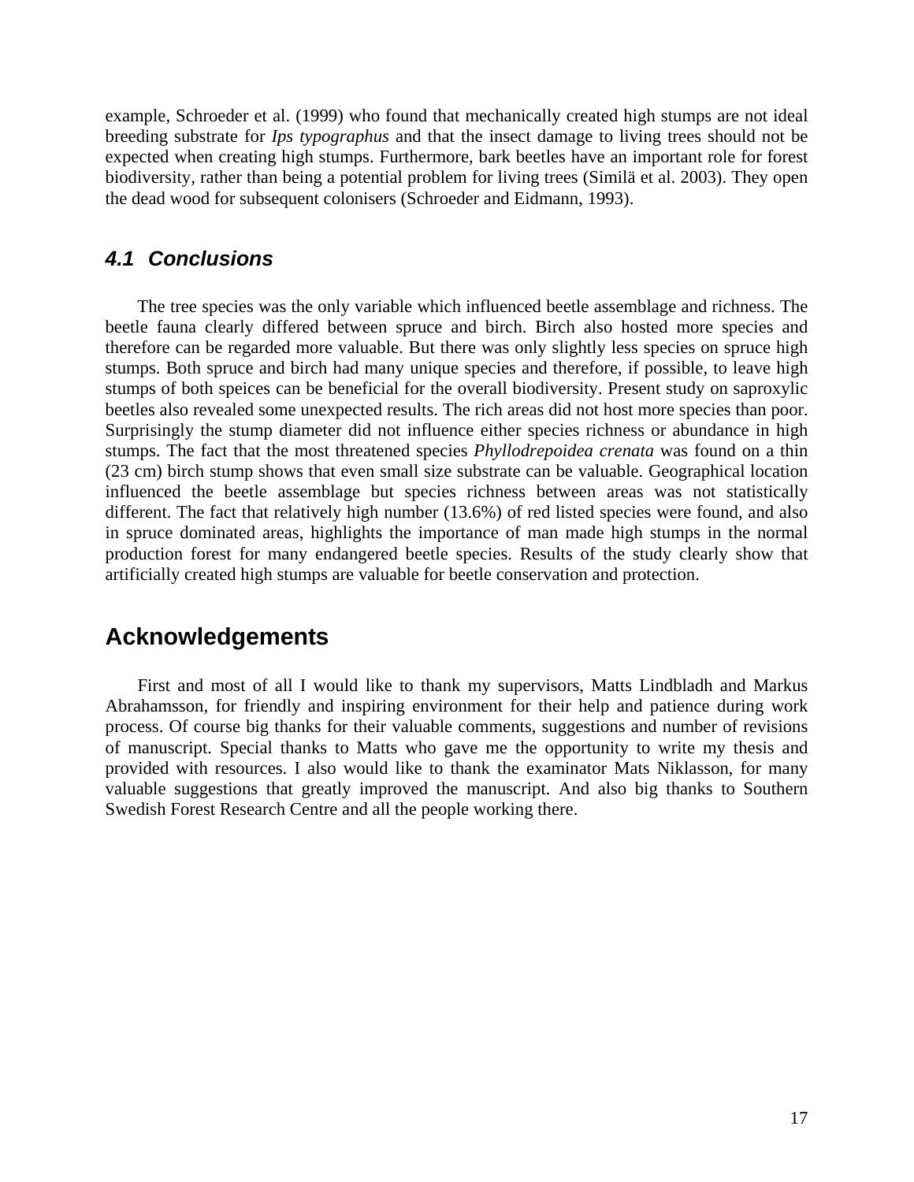example, Schroeder et al. (1999) who found that mechanically created high stumps are not ideal breeding substrate for *Ips typographus* and that the insect damage to living trees should not be expected when creating high stumps. Furthermore, bark beetles have an important role for forest biodiversity, rather than being a potential problem for living trees (Similä et al. 2003). They open the dead wood for subsequent colonisers (Schroeder and Eidmann, 1993).

### 4.1 Conclusions

The tree species was the only variable which influenced beetle assemblage and richness. The beetle fauna clearly differed between spruce and birch. Birch also hosted more species and therefore can be regarded more valuable. But there was only slightly less species on spruce high stumps. Both spruce and birch had many unique species and therefore, if possible, to leave high stumps of both speices can be beneficial for the overall biodiversity. Present study on saproxylic beetles also revealed some unexpected results. The rich areas did not host more species than poor. Surprisingly the stump diameter did not influence either species richness or abundance in high stumps. The fact that the most threatened species *Phyllodrepoidea crenata* was found on a thin (23 cm) birch stump shows that even small size substrate can be valuable. Geographical location influenced the beetle assemblage but species richness between areas was not statistically different. The fact that relatively high number (13.6%) of red listed species were found, and also in spruce dominated areas, highlights the importance of man made high stumps in the normal production forest for many endangered beetle species. Results of the study clearly show that artificially created high stumps are valuable for beetle conservation and protection.

## Acknowledgements

First and most of all I would like to thank my supervisors, Matts Lindbladh and Markus Abrahamsson, for friendly and inspiring environment for their help and patience during work process. Of course big thanks for their valuable comments, suggestions and number of revisions of manuscript. Special thanks to Matts who gave me the opportunity to write my thesis and provided with resources. I also would like to thank the examinator Mats Niklasson, for many valuable suggestions that greatly improved the manuscript. And also big thanks to Southern Swedish Forest Research Centre and all the people working there.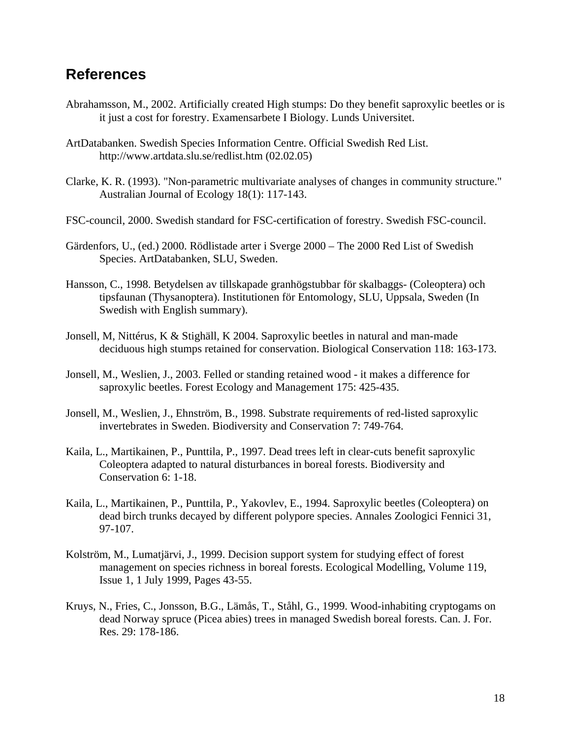## References

Abrahamsson, M., 2002. Artificially created High stumps: Do they benefit saproxylic beetles or is it just a cost for forestry. Examensarbete I Biology. Lunds Universitet.

ArtDatabanken. Swedish Species Information Centre. Official Swedish Red List. http://www.artdata.slu.se/redlist.htm (02.02.05)

Clarke, K. R. (1993). "Non-parametric multivariate analyses of changes in community structure." Australian Journal of Ecology 18(1): 117-143.

FSC-council, 2000. Swedish standard for FSC-certification of forestry. Swedish FSC-council.

Gärdenfors, U., (ed.) 2000. Rödlistade arter i Sverge 2000 – The 2000 Red List of Swedish Species. ArtDatabanken, SLU, Sweden.

Hansson, C., 1998. Betydelsen av tillskapade granhögstubbar för skalbaggs- (Coleoptera) och tipsfaunan (Thysanoptera). Institutionen för Entomology, SLU, Uppsala, Sweden (In Swedish with English summary).

Jonsell, M, Nittérus, K & Stighäll, K 2004. Saproxylic beetles in natural and man-made deciduous high stumps retained for conservation. Biological Conservation 118: 163-173.

Jonsell, M., Weslien, J., 2003. Felled or standing retained wood - it makes a difference for saproxylic beetles. Forest Ecology and Management 175: 425-435.

Jonsell, M., Weslien, J., Ehnström, B., 1998. Substrate requirements of red-listed saproxylic invertebrates in Sweden. Biodiversity and Conservation 7: 749-764.

Kaila, L., Martikainen, P., Punttila, P., 1997. Dead trees left in clear-cuts benefit saproxylic Coleoptera adapted to natural disturbances in boreal forests. Biodiversity and Conservation 6: 1-18.

Kaila, L., Martikainen, P., Punttila, P., Yakovlev, E., 1994. Saproxylic beetles (Coleoptera) on dead birch trunks decayed by different polypore species. Annales Zoologici Fennici 31, 97-107.

Kolström, M., Lumatjärvi, J., 1999. Decision support system for studying effect of forest management on species richness in boreal forests. Ecological Modelling, Volume 119, Issue 1, 1 July 1999, Pages 43-55.

Kruys, N., Fries, C., Jonsson, B.G., Lämås, T., Ståhl, G., 1999. Wood-inhabiting cryptogams on dead Norway spruce (Picea abies) trees in managed Swedish boreal forests. Can. J. For. Res. 29: 178-186.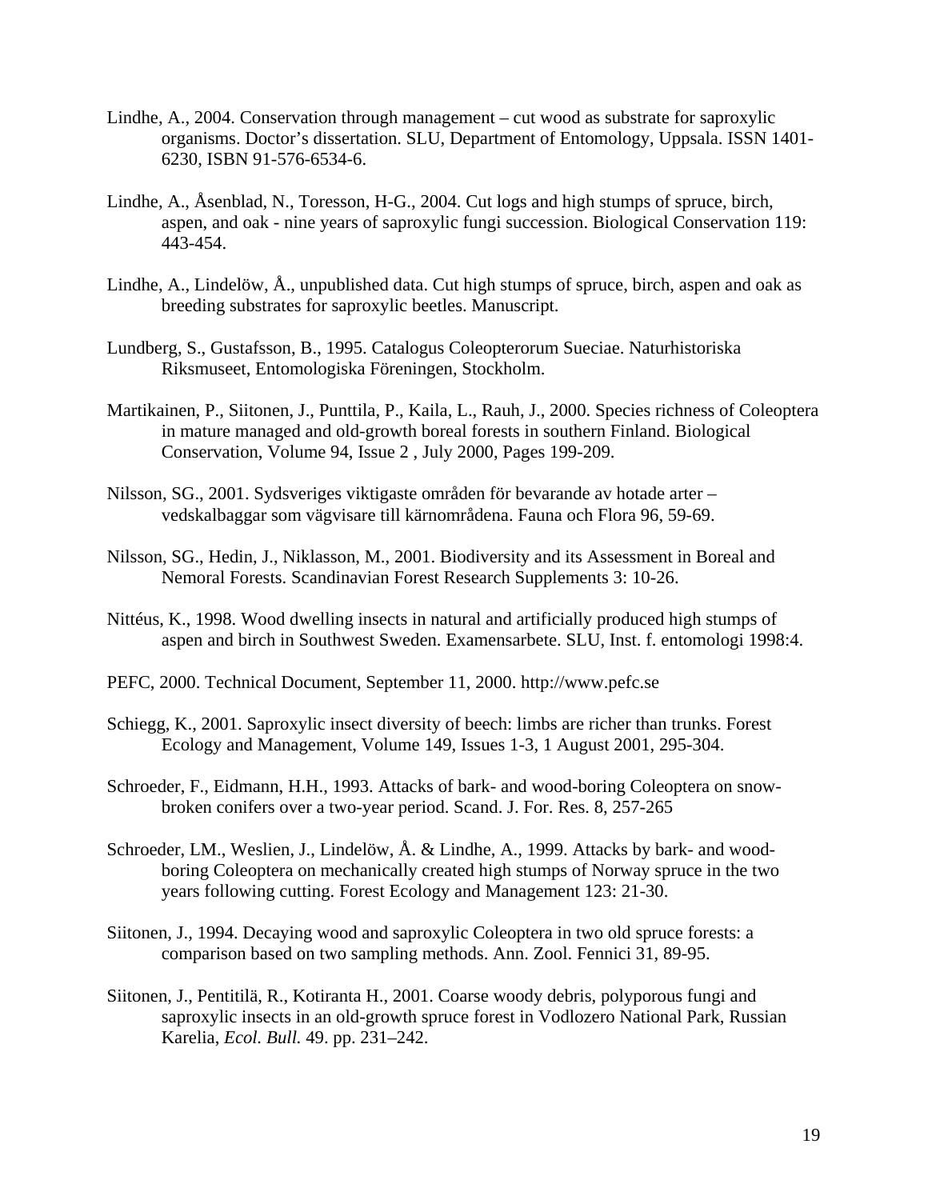Lindhe, A., 2004. Conservation through management – cut wood as substrate for saproxylic organisms. Doctor's dissertation. SLU, Department of Entomology, Uppsala. ISSN 1401-6230, ISBN 91-576-6534-6.

Lindhe, A., Åsenblad, N., Toresson, H-G., 2004. Cut logs and high stumps of spruce, birch, aspen, and oak - nine years of saproxylic fungi succession. Biological Conservation 119: 443-454.

Lindhe, A., Lindelöw, Å., unpublished data. Cut high stumps of spruce, birch, aspen and oak as breeding substrates for saproxylic beetles. Manuscript.

Lundberg, S., Gustafsson, B., 1995. Catalogus Coleopterorum Sueciae. Naturhistoriska Riksmuseet, Entomologiska Föreningen, Stockholm.

Martikainen, P., Siitonen, J., Punttila, P., Kaila, L., Rauh, J., 2000. Species richness of Coleoptera in mature managed and old-growth boreal forests in southern Finland. Biological Conservation, Volume 94, Issue 2 , July 2000, Pages 199-209.

Nilsson, SG., 2001. Sydsveriges viktigaste områden för bevarande av hotade arter – vedskalbaggar som vägvisare till kärnområdena. Fauna och Flora 96, 59-69.

Nilsson, SG., Hedin, J., Niklasson, M., 2001. Biodiversity and its Assessment in Boreal and Nemoral Forests. Scandinavian Forest Research Supplements 3: 10-26.

Nittéus, K., 1998. Wood dwelling insects in natural and artificially produced high stumps of aspen and birch in Southwest Sweden. Examensarbete. SLU, Inst. f. entomologi 1998:4.

PEFC, 2000. Technical Document, September 11, 2000. http://www.pefc.se

Schiegg, K., 2001. Saproxylic insect diversity of beech: limbs are richer than trunks. Forest Ecology and Management, Volume 149, Issues 1-3, 1 August 2001, 295-304.

Schroeder, F., Eidmann, H.H., 1993. Attacks of bark- and wood-boring Coleoptera on snow-broken conifers over a two-year period. Scand. J. For. Res. 8, 257-265

Schroeder, LM., Weslien, J., Lindelöw, Å. & Lindhe, A., 1999. Attacks by bark- and wood-boring Coleoptera on mechanically created high stumps of Norway spruce in the two years following cutting. Forest Ecology and Management 123: 21-30.

Siitonen, J., 1994. Decaying wood and saproxylic Coleoptera in two old spruce forests: a comparison based on two sampling methods. Ann. Zool. Fennici 31, 89-95.

Siitonen, J., Pentitilä, R., Kotiranta H., 2001. Coarse woody debris, polyporous fungi and saproxylic insects in an old-growth spruce forest in Vodlozero National Park, Russian Karelia, *Ecol. Bull.* 49. pp. 231–242.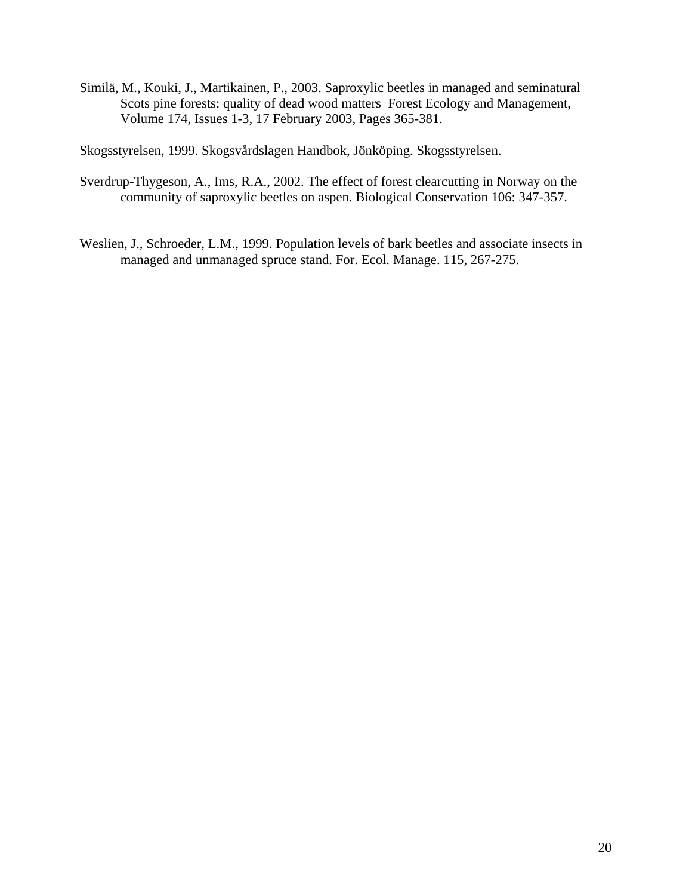Similä, M., Kouki, J., Martikainen, P., 2003. Saproxylic beetles in managed and seminatural Scots pine forests: quality of dead wood matters Forest Ecology and Management, Volume 174, Issues 1-3, 17 February 2003, Pages 365-381.

Skogsstyrelsen, 1999. Skogsvårdslagen Handbok, Jönköping. Skogsstyrelsen.

Sverdrup-Thygeson, A., Ims, R.A., 2002. The effect of forest clearcutting in Norway on the community of saproxylic beetles on aspen. Biological Conservation 106: 347-357.

Weslien, J., Schroeder, L.M., 1999. Population levels of bark beetles and associate insects in managed and unmanaged spruce stand. For. Ecol. Manage. 115, 267-275.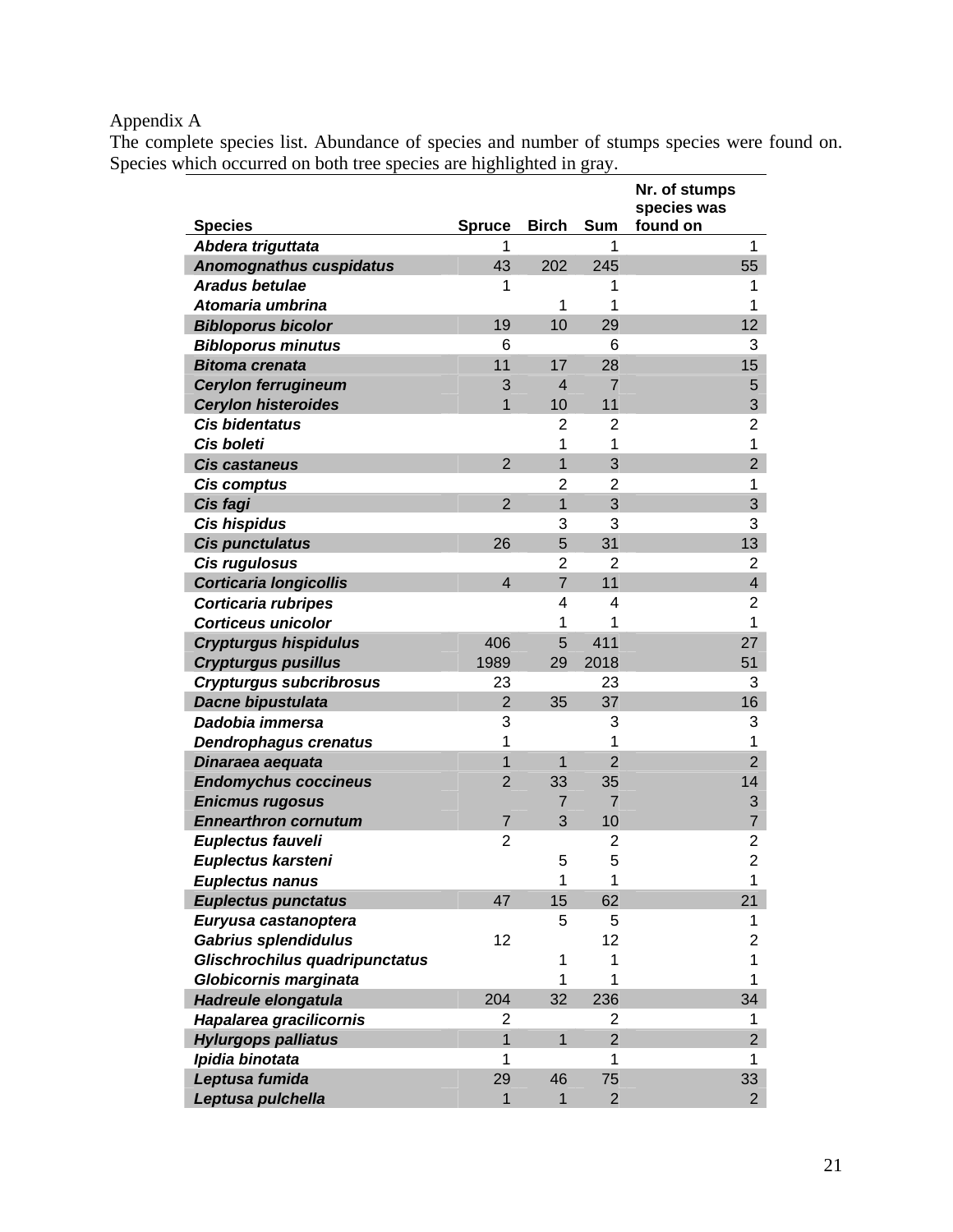Appendix A

The complete species list. Abundance of species and number of stumps species were found on. Species which occurred on both tree species are highlighted in gray.

| Species | Spruce | Birch | Sum | Nr. of stumps species was found on |
|---|---|---|---|---|
| *Abdera triguttata* | 1 | | 1 | 1 |
| *Anomognathus cuspidatus* | 43 | 202 | 245 | 55 |
| *Aradus betulae* | 1 | | 1 | 1 |
| *Atomaria umbrina* | | 1 | 1 | 1 |
| *Bibloporus bicolor* | 19 | 10 | 29 | 12 |
| *Bibloporus minutus* | 6 | | 6 | 3 |
| *Bitoma crenata* | 11 | 17 | 28 | 15 |
| *Cerylon ferrugineum* | 3 | 4 | 7 | 5 |
| *Cerylon histeroides* | 1 | 10 | 11 | 3 |
| *Cis bidentatus* | | 2 | 2 | 2 |
| *Cis boleti* | | 1 | 1 | 1 |
| *Cis castaneus* | 2 | 1 | 3 | 2 |
| *Cis comptus* | | 2 | 2 | 1 |
| *Cis fagi* | 2 | 1 | 3 | 3 |
| *Cis hispidus* | | 3 | 3 | 3 |
| *Cis punctulatus* | 26 | 5 | 31 | 13 |
| *Cis rugulosus* | | 2 | 2 | 2 |
| *Corticaria longicollis* | 4 | 7 | 11 | 4 |
| *Corticaria rubripes* | | 4 | 4 | 2 |
| *Corticeus unicolor* | | 1 | 1 | 1 |
| *Crypturgus hispidulus* | 406 | 5 | 411 | 27 |
| *Crypturgus pusillus* | 1989 | 29 | 2018 | 51 |
| *Crypturgus subcribrosus* | 23 | | 23 | 3 |
| *Dacne bipustulata* | 2 | 35 | 37 | 16 |
| *Dadobia immersa* | 3 | | 3 | 3 |
| *Dendrophagus crenatus* | 1 | | 1 | 1 |
| *Dinaraea aequata* | 1 | 1 | 2 | 2 |
| *Endomychus coccineus* | 2 | 33 | 35 | 14 |
| *Enicmus rugosus* | | 7 | 7 | 3 |
| *Ennearthron cornutum* | 7 | 3 | 10 | 7 |
| *Euplectus fauveli* | 2 | | 2 | 2 |
| *Euplectus karsteni* | | 5 | 5 | 2 |
| *Euplectus nanus* | | 1 | 1 | 1 |
| *Euplectus punctatus* | 47 | 15 | 62 | 21 |
| *Euryusa castanoptera* | | 5 | 5 | 1 |
| *Gabrius splendidulus* | 12 | | 12 | 2 |
| *Glischrochilus quadripunctatus* | | 1 | 1 | 1 |
| *Globicornis marginata* | | 1 | 1 | 1 |
| *Hadreule elongatula* | 204 | 32 | 236 | 34 |
| *Hapalarea gracilicornis* | 2 | | 2 | 1 |
| *Hylurgops palliatus* | 1 | 1 | 2 | 2 |
| *Ipidia binotata* | 1 | | 1 | 1 |
| *Leptusa fumida* | 29 | 46 | 75 | 33 |
| *Leptusa pulchella* | 1 | 1 | 2 | 2 |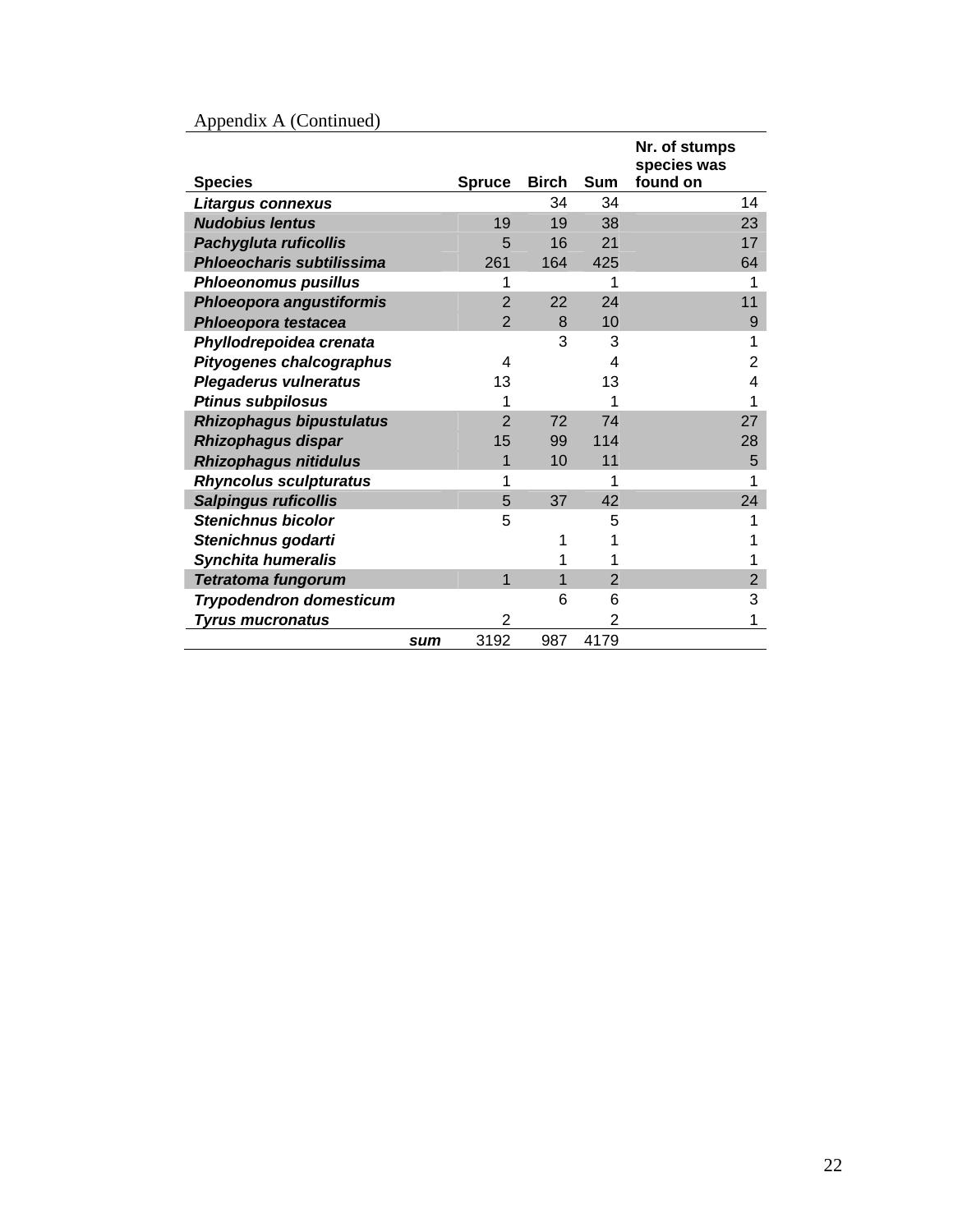Appendix A (Continued)

| Species | Spruce | Birch | Sum | Nr. of stumps species was found on |
|---|---|---|---|---|
| ***Litargus connexus*** | | 34 | 34 | 14 |
| ***Nudobius lentus*** | 19 | 19 | 38 | 23 |
| ***Pachygluta ruficollis*** | 5 | 16 | 21 | 17 |
| ***Phloeocharis subtilissima*** | 261 | 164 | 425 | 64 |
| ***Phloeonomus pusillus*** | 1 | | 1 | 1 |
| ***Phloeopora angustiformis*** | 2 | 22 | 24 | 11 |
| ***Phloeopora testacea*** | 2 | 8 | 10 | 9 |
| ***Phyllodrepoidea crenata*** | | 3 | 3 | 1 |
| ***Pityogenes chalcographus*** | 4 | | 4 | 2 |
| ***Plegaderus vulneratus*** | 13 | | 13 | 4 |
| ***Ptinus subpilosus*** | 1 | | 1 | 1 |
| ***Rhizophagus bipustulatus*** | 2 | 72 | 74 | 27 |
| ***Rhizophagus dispar*** | 15 | 99 | 114 | 28 |
| ***Rhizophagus nitidulus*** | 1 | 10 | 11 | 5 |
| ***Rhyncolus sculpturatus*** | 1 | | 1 | 1 |
| ***Salpingus ruficollis*** | 5 | 37 | 42 | 24 |
| ***Stenichnus bicolor*** | 5 | | 5 | 1 |
| ***Stenichnus godarti*** | | 1 | 1 | 1 |
| ***Synchita humeralis*** | | 1 | 1 | 1 |
| ***Tetratoma fungorum*** | 1 | 1 | 2 | 2 |
| ***Trypodendron domesticum*** | | 6 | 6 | 3 |
| ***Tyrus mucronatus*** | 2 | | 2 | 1 |
| ***sum*** | 3192 | 987 | 4179 | |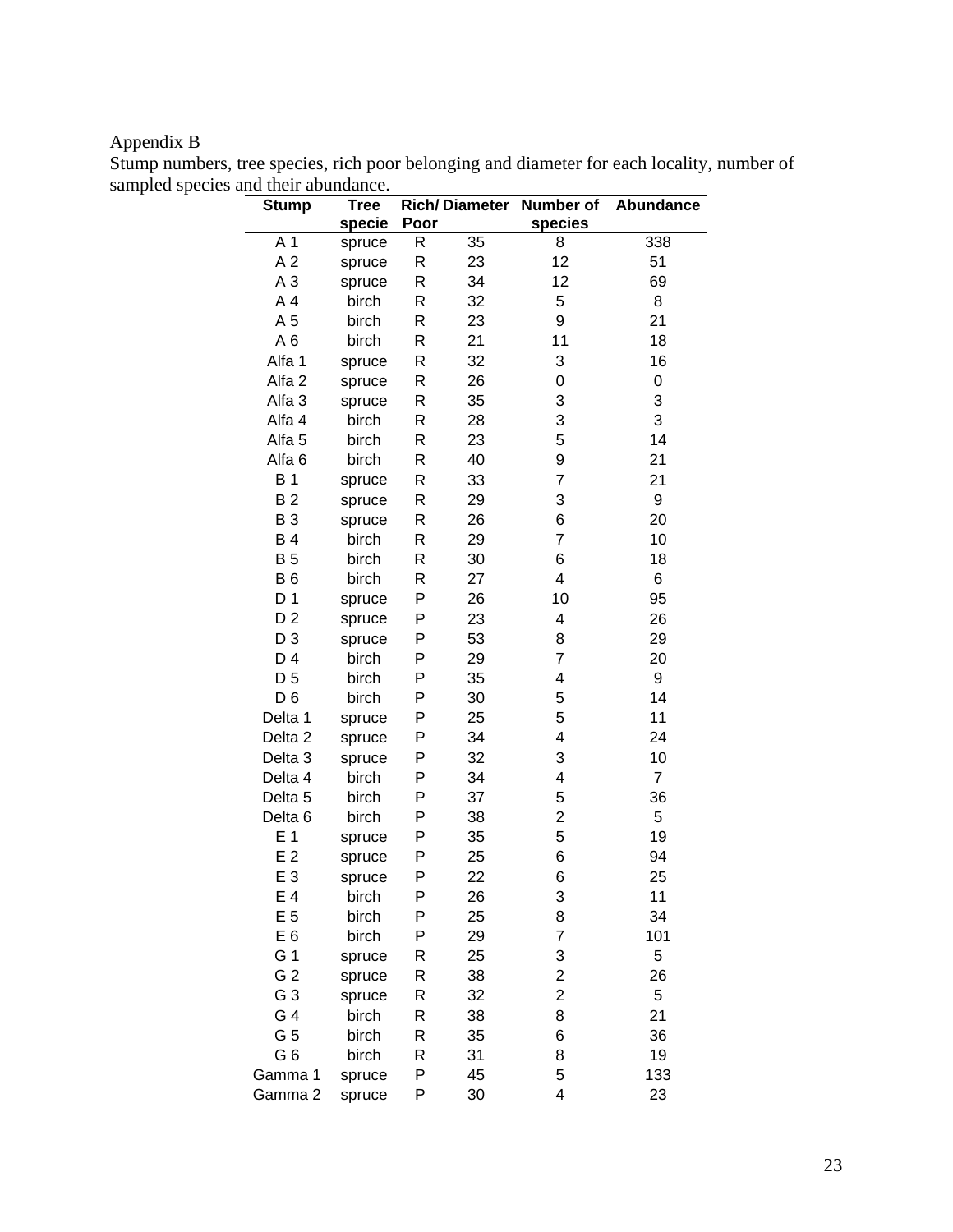Appendix B

Stump numbers, tree species, rich poor belonging and diameter for each locality, number of sampled species and their abundance.

| Stump | Tree specie | Rich/ Poor | Diameter | Number of species | Abundance |
|---|---|---|---|---|---|
| A 1 | spruce | R | 35 | 8 | 338 |
| A 2 | spruce | R | 23 | 12 | 51 |
| A 3 | spruce | R | 34 | 12 | 69 |
| A 4 | birch | R | 32 | 5 | 8 |
| A 5 | birch | R | 23 | 9 | 21 |
| A 6 | birch | R | 21 | 11 | 18 |
| Alfa 1 | spruce | R | 32 | 3 | 16 |
| Alfa 2 | spruce | R | 26 | 0 | 0 |
| Alfa 3 | spruce | R | 35 | 3 | 3 |
| Alfa 4 | birch | R | 28 | 3 | 3 |
| Alfa 5 | birch | R | 23 | 5 | 14 |
| Alfa 6 | birch | R | 40 | 9 | 21 |
| B 1 | spruce | R | 33 | 7 | 21 |
| B 2 | spruce | R | 29 | 3 | 9 |
| B 3 | spruce | R | 26 | 6 | 20 |
| B 4 | birch | R | 29 | 7 | 10 |
| B 5 | birch | R | 30 | 6 | 18 |
| B 6 | birch | R | 27 | 4 | 6 |
| D 1 | spruce | P | 26 | 10 | 95 |
| D 2 | spruce | P | 23 | 4 | 26 |
| D 3 | spruce | P | 53 | 8 | 29 |
| D 4 | birch | P | 29 | 7 | 20 |
| D 5 | birch | P | 35 | 4 | 9 |
| D 6 | birch | P | 30 | 5 | 14 |
| Delta 1 | spruce | P | 25 | 5 | 11 |
| Delta 2 | spruce | P | 34 | 4 | 24 |
| Delta 3 | spruce | P | 32 | 3 | 10 |
| Delta 4 | birch | P | 34 | 4 | 7 |
| Delta 5 | birch | P | 37 | 5 | 36 |
| Delta 6 | birch | P | 38 | 2 | 5 |
| E 1 | spruce | P | 35 | 5 | 19 |
| E 2 | spruce | P | 25 | 6 | 94 |
| E 3 | spruce | P | 22 | 6 | 25 |
| E 4 | birch | P | 26 | 3 | 11 |
| E 5 | birch | P | 25 | 8 | 34 |
| E 6 | birch | P | 29 | 7 | 101 |
| G 1 | spruce | R | 25 | 3 | 5 |
| G 2 | spruce | R | 38 | 2 | 26 |
| G 3 | spruce | R | 32 | 2 | 5 |
| G 4 | birch | R | 38 | 8 | 21 |
| G 5 | birch | R | 35 | 6 | 36 |
| G 6 | birch | R | 31 | 8 | 19 |
| Gamma 1 | spruce | P | 45 | 5 | 133 |
| Gamma 2 | spruce | P | 30 | 4 | 23 |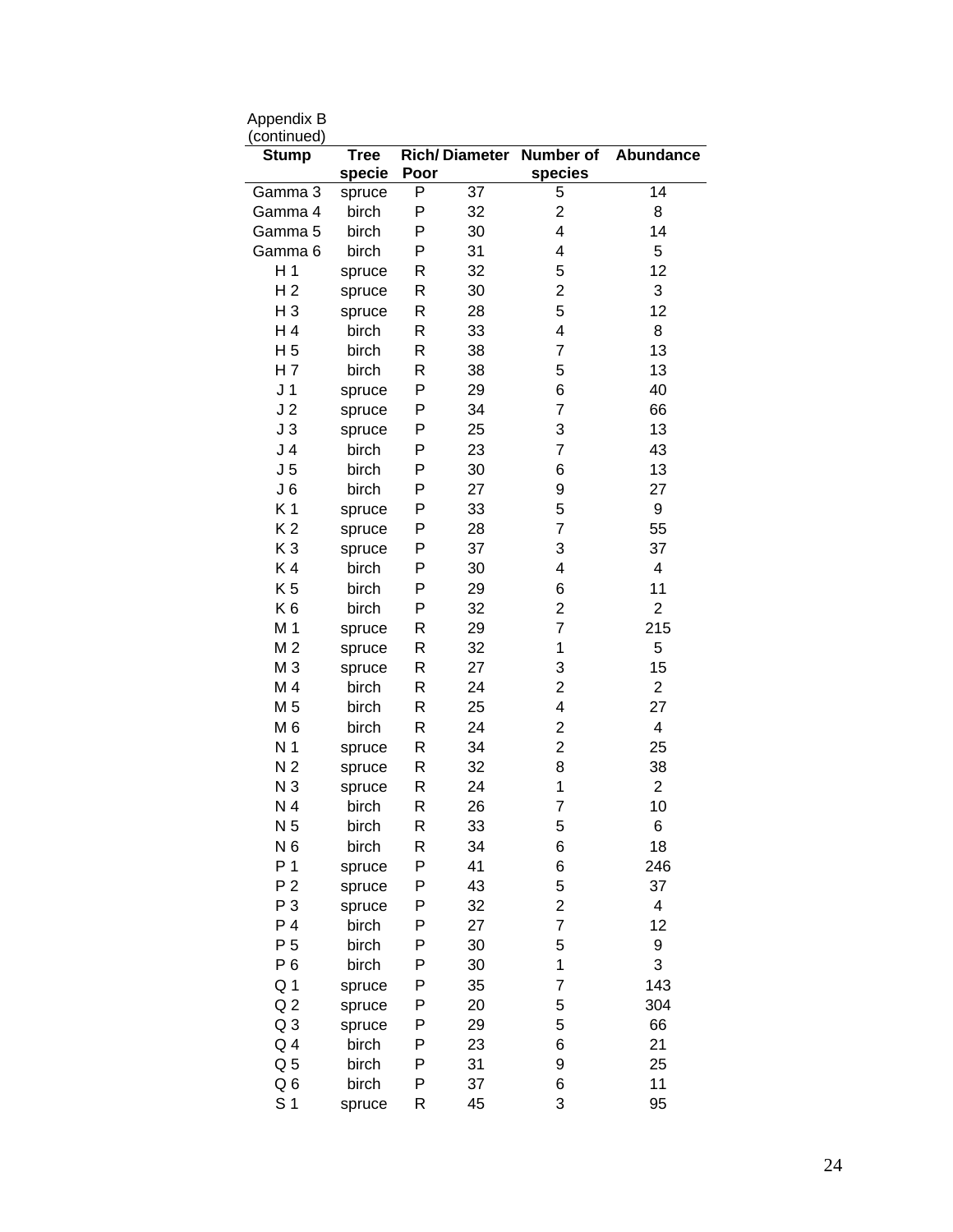Appendix B (continued)

| Stump | Tree specie | Rich/ Poor | Diameter | Number of species | Abundance |
|---|---|---|---|---|---|
| Gamma 3 | spruce | P | 37 | 5 | 14 |
| Gamma 4 | birch | P | 32 | 2 | 8 |
| Gamma 5 | birch | P | 30 | 4 | 14 |
| Gamma 6 | birch | P | 31 | 4 | 5 |
| H 1 | spruce | R | 32 | 5 | 12 |
| H 2 | spruce | R | 30 | 2 | 3 |
| H 3 | spruce | R | 28 | 5 | 12 |
| H 4 | birch | R | 33 | 4 | 8 |
| H 5 | birch | R | 38 | 7 | 13 |
| H 7 | birch | R | 38 | 5 | 13 |
| J 1 | spruce | P | 29 | 6 | 40 |
| J 2 | spruce | P | 34 | 7 | 66 |
| J 3 | spruce | P | 25 | 3 | 13 |
| J 4 | birch | P | 23 | 7 | 43 |
| J 5 | birch | P | 30 | 6 | 13 |
| J 6 | birch | P | 27 | 9 | 27 |
| K 1 | spruce | P | 33 | 5 | 9 |
| K 2 | spruce | P | 28 | 7 | 55 |
| K 3 | spruce | P | 37 | 3 | 37 |
| K 4 | birch | P | 30 | 4 | 4 |
| K 5 | birch | P | 29 | 6 | 11 |
| K 6 | birch | P | 32 | 2 | 2 |
| M 1 | spruce | R | 29 | 7 | 215 |
| M 2 | spruce | R | 32 | 1 | 5 |
| M 3 | spruce | R | 27 | 3 | 15 |
| M 4 | birch | R | 24 | 2 | 2 |
| M 5 | birch | R | 25 | 4 | 27 |
| M 6 | birch | R | 24 | 2 | 4 |
| N 1 | spruce | R | 34 | 2 | 25 |
| N 2 | spruce | R | 32 | 8 | 38 |
| N 3 | spruce | R | 24 | 1 | 2 |
| N 4 | birch | R | 26 | 7 | 10 |
| N 5 | birch | R | 33 | 5 | 6 |
| N 6 | birch | R | 34 | 6 | 18 |
| P 1 | spruce | P | 41 | 6 | 246 |
| P 2 | spruce | P | 43 | 5 | 37 |
| P 3 | spruce | P | 32 | 2 | 4 |
| P 4 | birch | P | 27 | 7 | 12 |
| P 5 | birch | P | 30 | 5 | 9 |
| P 6 | birch | P | 30 | 1 | 3 |
| Q 1 | spruce | P | 35 | 7 | 143 |
| Q 2 | spruce | P | 20 | 5 | 304 |
| Q 3 | spruce | P | 29 | 5 | 66 |
| Q 4 | birch | P | 23 | 6 | 21 |
| Q 5 | birch | P | 31 | 9 | 25 |
| Q 6 | birch | P | 37 | 6 | 11 |
| S 1 | spruce | R | 45 | 3 | 95 |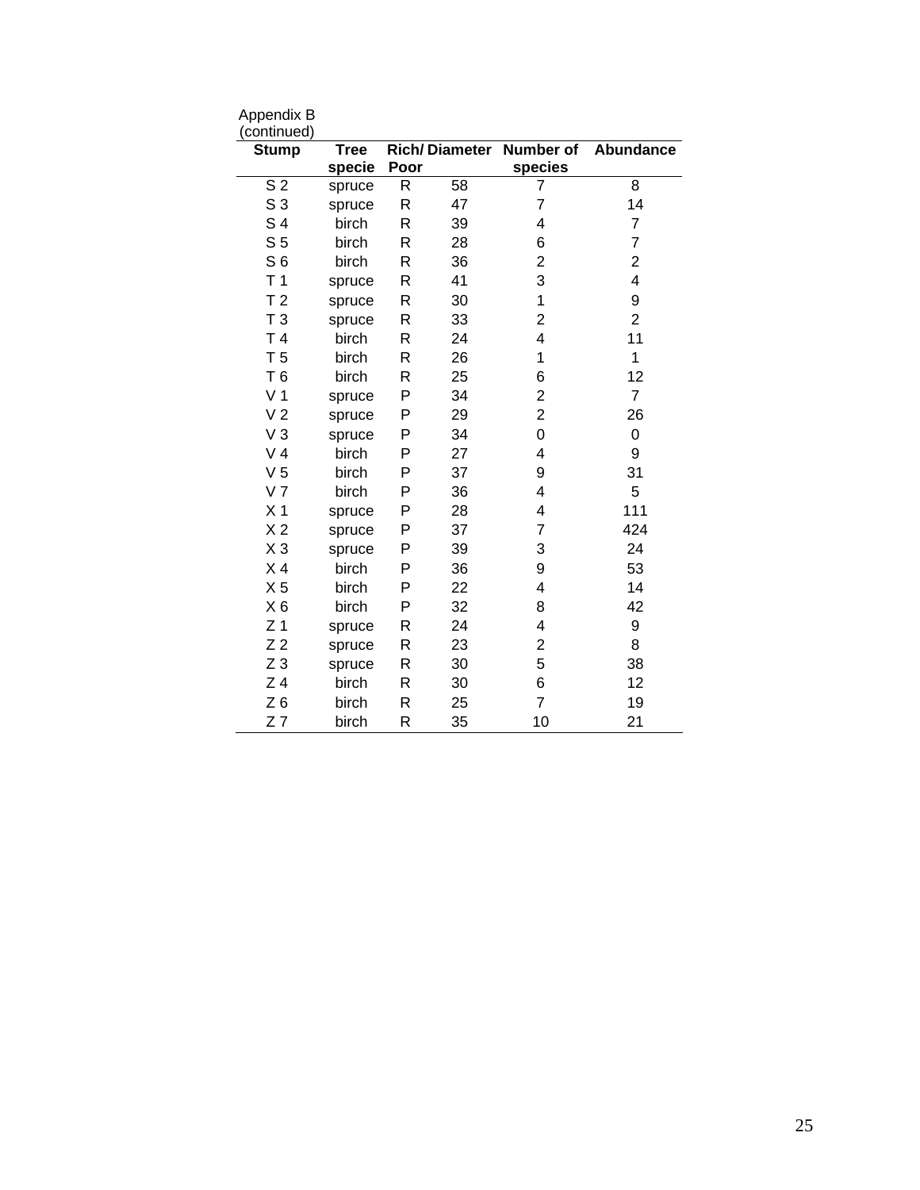Appendix B (continued)

| Stump | Tree specie | Rich/ Poor | Diameter | Number of species | Abundance |
|---|---|---|---|---|---|
| S 2 | spruce | R | 58 | 7 | 8 |
| S 3 | spruce | R | 47 | 7 | 14 |
| S 4 | birch | R | 39 | 4 | 7 |
| S 5 | birch | R | 28 | 6 | 7 |
| S 6 | birch | R | 36 | 2 | 2 |
| T 1 | spruce | R | 41 | 3 | 4 |
| T 2 | spruce | R | 30 | 1 | 9 |
| T 3 | spruce | R | 33 | 2 | 2 |
| T 4 | birch | R | 24 | 4 | 11 |
| T 5 | birch | R | 26 | 1 | 1 |
| T 6 | birch | R | 25 | 6 | 12 |
| V 1 | spruce | P | 34 | 2 | 7 |
| V 2 | spruce | P | 29 | 2 | 26 |
| V 3 | spruce | P | 34 | 0 | 0 |
| V 4 | birch | P | 27 | 4 | 9 |
| V 5 | birch | P | 37 | 9 | 31 |
| V 7 | birch | P | 36 | 4 | 5 |
| X 1 | spruce | P | 28 | 4 | 111 |
| X 2 | spruce | P | 37 | 7 | 424 |
| X 3 | spruce | P | 39 | 3 | 24 |
| X 4 | birch | P | 36 | 9 | 53 |
| X 5 | birch | P | 22 | 4 | 14 |
| X 6 | birch | P | 32 | 8 | 42 |
| Z 1 | spruce | R | 24 | 4 | 9 |
| Z 2 | spruce | R | 23 | 2 | 8 |
| Z 3 | spruce | R | 30 | 5 | 38 |
| Z 4 | birch | R | 30 | 6 | 12 |
| Z 6 | birch | R | 25 | 7 | 19 |
| Z 7 | birch | R | 35 | 10 | 21 |